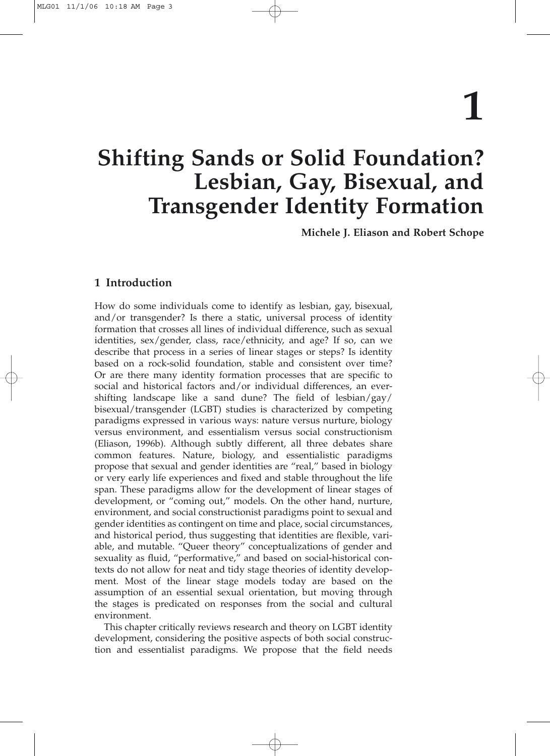# 1

# Shifting Sands or Solid Foundation? Lesbian, Gay, Bisexual, and Transgender Identity Formation

**Michele J. Eliason and Robert Schope**

## 1 Introduction

How do some individuals come to identify as lesbian, gay, bisexual, and/or transgender? Is there a static, universal process of identity formation that crosses all lines of individual difference, such as sexual identities, sex/gender, class, race/ethnicity, and age? If so, can we describe that process in a series of linear stages or steps? Is identity based on a rock-solid foundation, stable and consistent over time? Or are there many identity formation processes that are specific to social and historical factors and/or individual differences, an ever-shifting landscape like a sand dune? The field of lesbian/gay/bisexual/transgender (LGBT) studies is characterized by competing paradigms expressed in various ways: nature versus nurture, biology versus environment, and essentialism versus social constructionism (Eliason, 1996b). Although subtly different, all three debates share common features. Nature, biology, and essentialistic paradigms propose that sexual and gender identities are "real," based in biology or very early life experiences and fixed and stable throughout the life span. These paradigms allow for the development of linear stages of development, or "coming out," models. On the other hand, nurture, environment, and social constructionist paradigms point to sexual and gender identities as contingent on time and place, social circumstances, and historical period, thus suggesting that identities are flexible, variable, and mutable. "Queer theory" conceptualizations of gender and sexuality as fluid, "performative," and based on social-historical contexts do not allow for neat and tidy stage theories of identity development. Most of the linear stage models today are based on the assumption of an essential sexual orientation, but moving through the stages is predicated on responses from the social and cultural environment.

This chapter critically reviews research and theory on LGBT identity development, considering the positive aspects of both social construction and essentialist paradigms. We propose that the field needs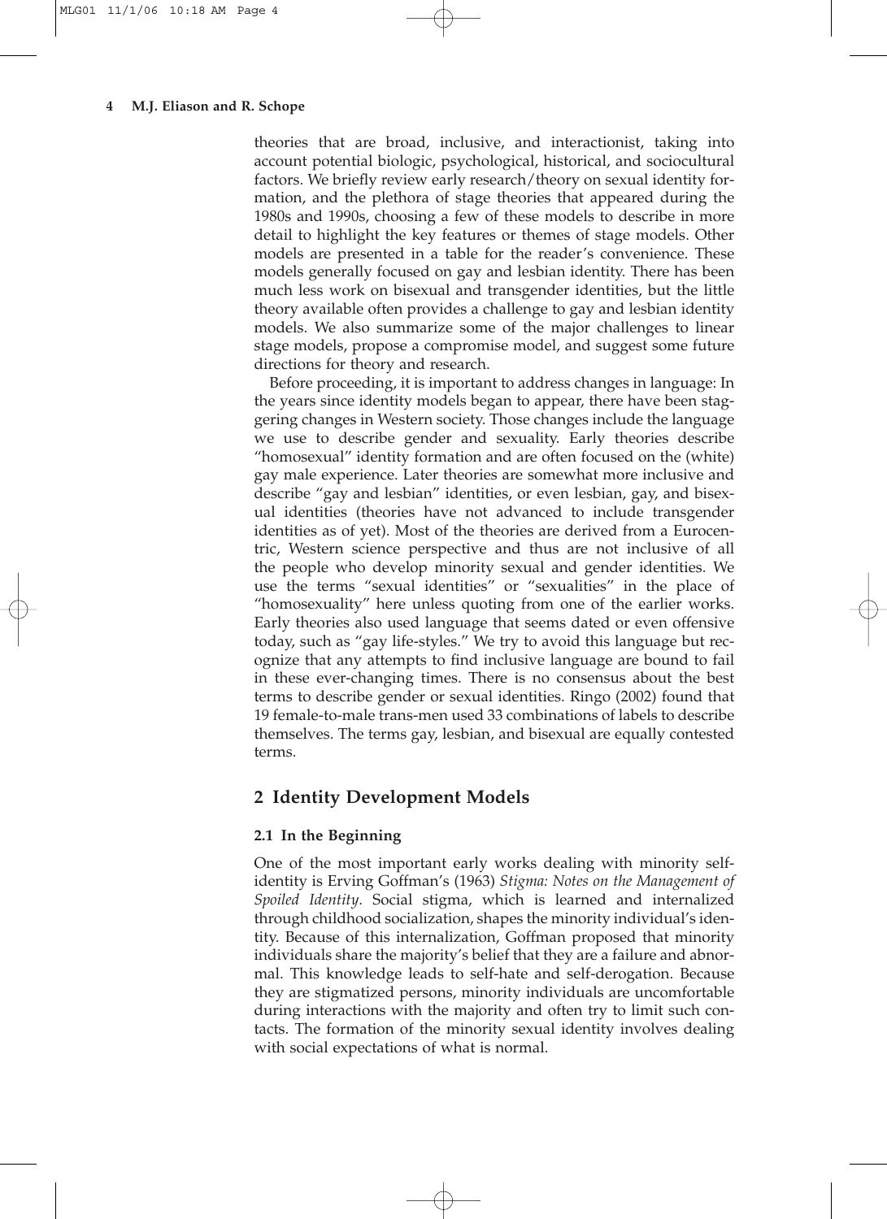theories that are broad, inclusive, and interactionist, taking into account potential biologic, psychological, historical, and sociocultural factors. We briefly review early research/theory on sexual identity formation, and the plethora of stage theories that appeared during the 1980s and 1990s, choosing a few of these models to describe in more detail to highlight the key features or themes of stage models. Other models are presented in a table for the reader's convenience. These models generally focused on gay and lesbian identity. There has been much less work on bisexual and transgender identities, but the little theory available often provides a challenge to gay and lesbian identity models. We also summarize some of the major challenges to linear stage models, propose a compromise model, and suggest some future directions for theory and research.

Before proceeding, it is important to address changes in language: In the years since identity models began to appear, there have been staggering changes in Western society. Those changes include the language we use to describe gender and sexuality. Early theories describe "homosexual" identity formation and are often focused on the (white) gay male experience. Later theories are somewhat more inclusive and describe "gay and lesbian" identities, or even lesbian, gay, and bisexual identities (theories have not advanced to include transgender identities as of yet). Most of the theories are derived from a Eurocentric, Western science perspective and thus are not inclusive of all the people who develop minority sexual and gender identities. We use the terms "sexual identities" or "sexualities" in the place of "homosexuality" here unless quoting from one of the earlier works. Early theories also used language that seems dated or even offensive today, such as "gay life-styles." We try to avoid this language but recognize that any attempts to find inclusive language are bound to fail in these ever-changing times. There is no consensus about the best terms to describe gender or sexual identities. Ringo (2002) found that 19 female-to-male trans-men used 33 combinations of labels to describe themselves. The terms gay, lesbian, and bisexual are equally contested terms.

## 2 Identity Development Models

### 2.1 In the Beginning

One of the most important early works dealing with minority self-identity is Erving Goffman's (1963) *Stigma: Notes on the Management of Spoiled Identity*. Social stigma, which is learned and internalized through childhood socialization, shapes the minority individual's identity. Because of this internalization, Goffman proposed that minority individuals share the majority's belief that they are a failure and abnormal. This knowledge leads to self-hate and self-derogation. Because they are stigmatized persons, minority individuals are uncomfortable during interactions with the majority and often try to limit such contacts. The formation of the minority sexual identity involves dealing with social expectations of what is normal.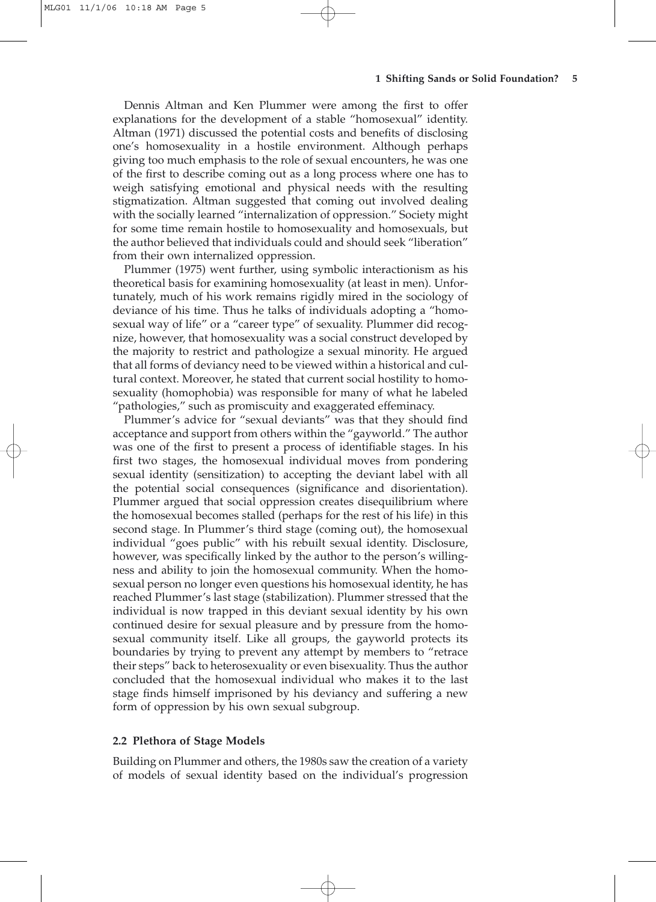Dennis Altman and Ken Plummer were among the first to offer explanations for the development of a stable "homosexual" identity. Altman (1971) discussed the potential costs and benefits of disclosing one's homosexuality in a hostile environment. Although perhaps giving too much emphasis to the role of sexual encounters, he was one of the first to describe coming out as a long process where one has to weigh satisfying emotional and physical needs with the resulting stigmatization. Altman suggested that coming out involved dealing with the socially learned "internalization of oppression." Society might for some time remain hostile to homosexuality and homosexuals, but the author believed that individuals could and should seek "liberation" from their own internalized oppression.

Plummer (1975) went further, using symbolic interactionism as his theoretical basis for examining homosexuality (at least in men). Unfortunately, much of his work remains rigidly mired in the sociology of deviance of his time. Thus he talks of individuals adopting a "homosexual way of life" or a "career type" of sexuality. Plummer did recognize, however, that homosexuality was a social construct developed by the majority to restrict and pathologize a sexual minority. He argued that all forms of deviancy need to be viewed within a historical and cultural context. Moreover, he stated that current social hostility to homosexuality (homophobia) was responsible for many of what he labeled "pathologies," such as promiscuity and exaggerated effeminacy.

Plummer's advice for "sexual deviants" was that they should find acceptance and support from others within the "gayworld." The author was one of the first to present a process of identifiable stages. In his first two stages, the homosexual individual moves from pondering sexual identity (sensitization) to accepting the deviant label with all the potential social consequences (significance and disorientation). Plummer argued that social oppression creates disequilibrium where the homosexual becomes stalled (perhaps for the rest of his life) in this second stage. In Plummer's third stage (coming out), the homosexual individual "goes public" with his rebuilt sexual identity. Disclosure, however, was specifically linked by the author to the person's willingness and ability to join the homosexual community. When the homosexual person no longer even questions his homosexual identity, he has reached Plummer's last stage (stabilization). Plummer stressed that the individual is now trapped in this deviant sexual identity by his own continued desire for sexual pleasure and by pressure from the homosexual community itself. Like all groups, the gayworld protects its boundaries by trying to prevent any attempt by members to "retrace their steps" back to heterosexuality or even bisexuality. Thus the author concluded that the homosexual individual who makes it to the last stage finds himself imprisoned by his deviancy and suffering a new form of oppression by his own sexual subgroup.

### 2.2 Plethora of Stage Models

Building on Plummer and others, the 1980s saw the creation of a variety of models of sexual identity based on the individual's progression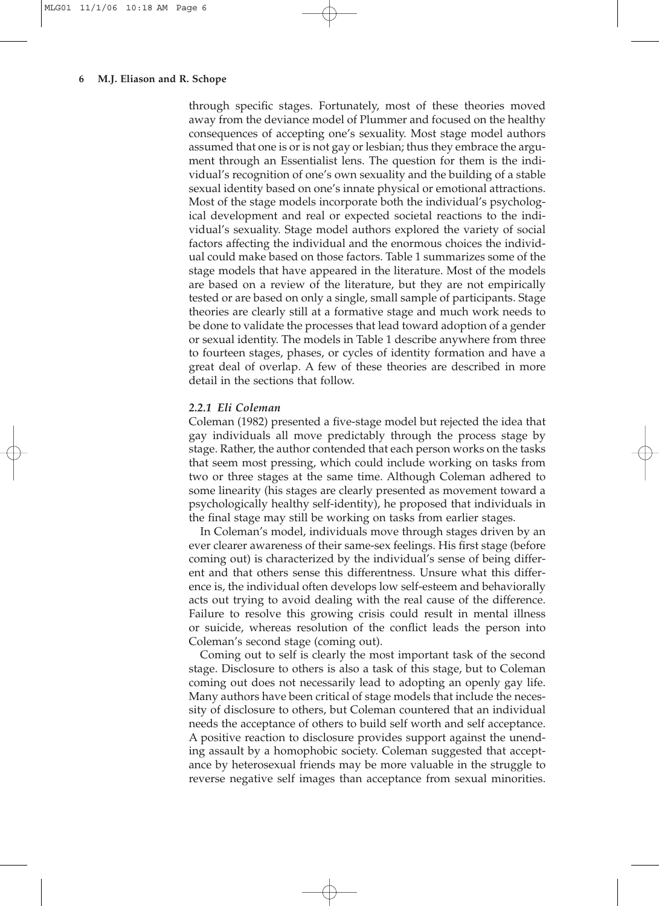through specific stages. Fortunately, most of these theories moved away from the deviance model of Plummer and focused on the healthy consequences of accepting one's sexuality. Most stage model authors assumed that one is or is not gay or lesbian; thus they embrace the argument through an Essentialist lens. The question for them is the individual's recognition of one's own sexuality and the building of a stable sexual identity based on one's innate physical or emotional attractions. Most of the stage models incorporate both the individual's psychological development and real or expected societal reactions to the individual's sexuality. Stage model authors explored the variety of social factors affecting the individual and the enormous choices the individual could make based on those factors. Table 1 summarizes some of the stage models that have appeared in the literature. Most of the models are based on a review of the literature, but they are not empirically tested or are based on only a single, small sample of participants. Stage theories are clearly still at a formative stage and much work needs to be done to validate the processes that lead toward adoption of a gender or sexual identity. The models in Table 1 describe anywhere from three to fourteen stages, phases, or cycles of identity formation and have a great deal of overlap. A few of these theories are described in more detail in the sections that follow.

### *2.2.1 Eli Coleman*

Coleman (1982) presented a five-stage model but rejected the idea that gay individuals all move predictably through the process stage by stage. Rather, the author contended that each person works on the tasks that seem most pressing, which could include working on tasks from two or three stages at the same time. Although Coleman adhered to some linearity (his stages are clearly presented as movement toward a psychologically healthy self-identity), he proposed that individuals in the final stage may still be working on tasks from earlier stages.

In Coleman's model, individuals move through stages driven by an ever clearer awareness of their same-sex feelings. His first stage (before coming out) is characterized by the individual's sense of being different and that others sense this differentness. Unsure what this difference is, the individual often develops low self-esteem and behaviorally acts out trying to avoid dealing with the real cause of the difference. Failure to resolve this growing crisis could result in mental illness or suicide, whereas resolution of the conflict leads the person into Coleman's second stage (coming out).

Coming out to self is clearly the most important task of the second stage. Disclosure to others is also a task of this stage, but to Coleman coming out does not necessarily lead to adopting an openly gay life. Many authors have been critical of stage models that include the necessity of disclosure to others, but Coleman countered that an individual needs the acceptance of others to build self worth and self acceptance. A positive reaction to disclosure provides support against the unending assault by a homophobic society. Coleman suggested that acceptance by heterosexual friends may be more valuable in the struggle to reverse negative self images than acceptance from sexual minorities.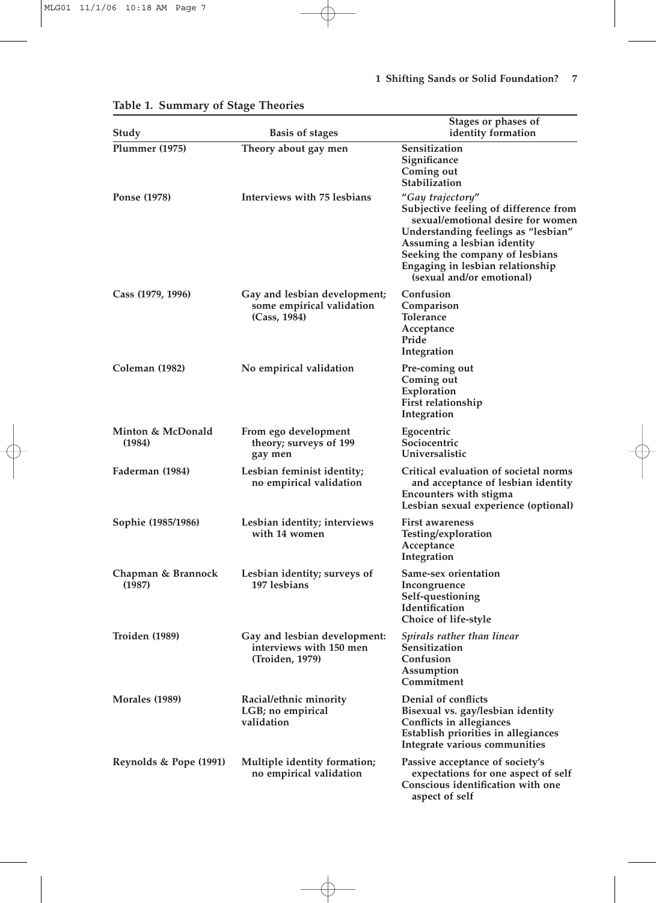**Table 1. Summary of Stage Theories**

| Study | Basis of stages | Stages or phases of identity formation |
|---|---|---|
| Plummer (1975) | Theory about gay men | Sensitization<br>Significance<br>Coming out<br>Stabilization |
| Ponse (1978) | Interviews with 75 lesbians | "*Gay trajectory*"<br>Subjective feeling of difference from sexual/emotional desire for women<br>Understanding feelings as "lesbian"<br>Assuming a lesbian identity<br>Seeking the company of lesbians<br>Engaging in lesbian relationship (sexual and/or emotional) |
| Cass (1979, 1996) | Gay and lesbian development; some empirical validation (Cass, 1984) | Confusion<br>Comparison<br>Tolerance<br>Acceptance<br>Pride<br>Integration |
| Coleman (1982) | No empirical validation | Pre-coming out<br>Coming out<br>Exploration<br>First relationship<br>Integration |
| Minton & McDonald (1984) | From ego development theory; surveys of 199 gay men | Egocentric<br>Sociocentric<br>Universalistic |
| Faderman (1984) | Lesbian feminist identity; no empirical validation | Critical evaluation of societal norms and acceptance of lesbian identity<br>Encounters with stigma<br>Lesbian sexual experience (optional) |
| Sophie (1985/1986) | Lesbian identity; interviews with 14 women | First awareness<br>Testing/exploration<br>Acceptance<br>Integration |
| Chapman & Brannock (1987) | Lesbian identity; surveys of 197 lesbians | Same-sex orientation<br>Incongruence<br>Self-questioning<br>Identification<br>Choice of life-style |
| Troiden (1989) | Gay and lesbian development: interviews with 150 men (Troiden, 1979) | *Spirals rather than linear*<br>Sensitization<br>Confusion<br>Assumption<br>Commitment |
| Morales (1989) | Racial/ethnic minority LGB; no empirical validation | Denial of conflicts<br>Bisexual vs. gay/lesbian identity<br>Conflicts in allegiances<br>Establish priorities in allegiances<br>Integrate various communities |
| Reynolds & Pope (1991) | Multiple identity formation; no empirical validation | Passive acceptance of society's expectations for one aspect of self<br>Conscious identification with one aspect of self |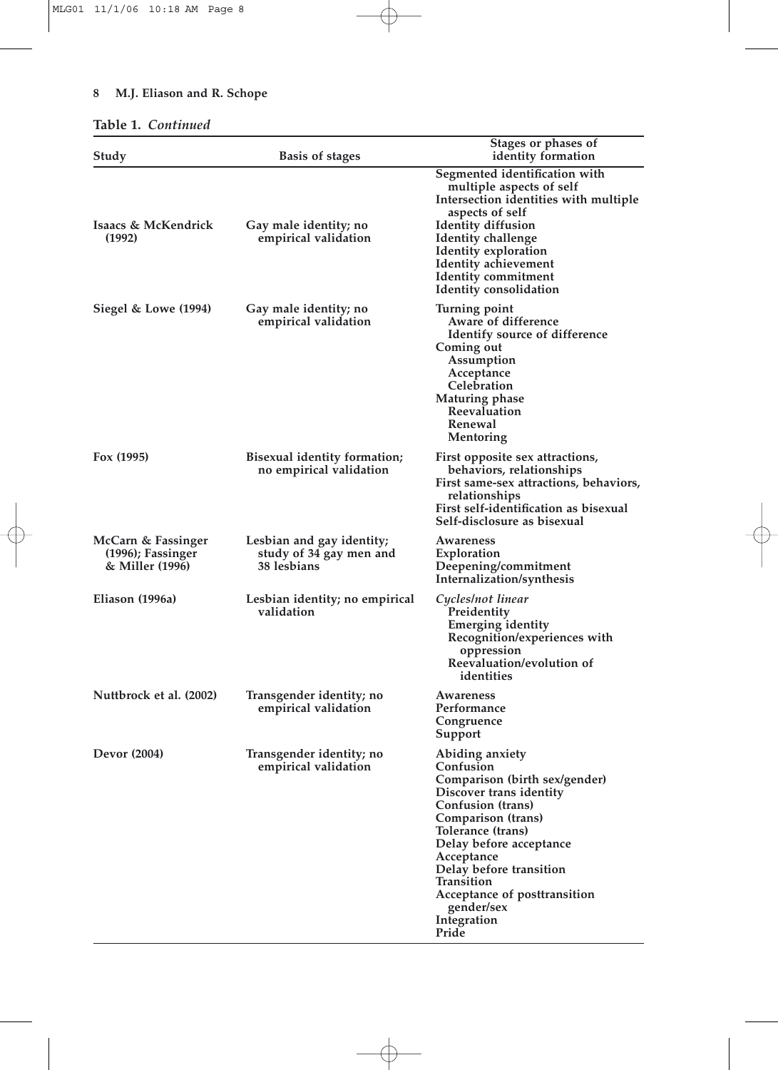**Table 1.** *Continued*

| Study | Basis of stages | Stages or phases of identity formation |
|---|---|---|
| | | Segmented identification with multiple aspects of self<br>Intersection identities with multiple aspects of self |
| Isaacs & McKendrick (1992) | Gay male identity; no empirical validation | Identity diffusion<br>Identity challenge<br>Identity exploration<br>Identity achievement<br>Identity commitment<br>Identity consolidation |
| Siegel & Lowe (1994) | Gay male identity; no empirical validation | Turning point<br>&nbsp;&nbsp;Aware of difference<br>&nbsp;&nbsp;Identify source of difference<br>Coming out<br>&nbsp;&nbsp;Assumption<br>&nbsp;&nbsp;Acceptance<br>&nbsp;&nbsp;Celebration<br>Maturing phase<br>&nbsp;&nbsp;Reevaluation<br>&nbsp;&nbsp;Renewal<br>&nbsp;&nbsp;Mentoring |
| Fox (1995) | Bisexual identity formation; no empirical validation | First opposite sex attractions, behaviors, relationships<br>First same-sex attractions, behaviors, relationships<br>First self-identification as bisexual<br>Self-disclosure as bisexual |
| McCarn & Fassinger (1996); Fassinger & Miller (1996) | Lesbian and gay identity; study of 34 gay men and 38 lesbians | Awareness<br>Exploration<br>Deepening/commitment<br>Internalization/synthesis |
| Eliason (1996a) | Lesbian identity; no empirical validation | *Cycles/not linear*<br>&nbsp;&nbsp;Preidentity<br>&nbsp;&nbsp;Emerging identity<br>&nbsp;&nbsp;Recognition/experiences with oppression<br>&nbsp;&nbsp;Reevaluation/evolution of identities |
| Nuttbrock et al. (2002) | Transgender identity; no empirical validation | Awareness<br>Performance<br>Congruence<br>Support |
| Devor (2004) | Transgender identity; no empirical validation | Abiding anxiety<br>Confusion<br>Comparison (birth sex/gender)<br>Discover trans identity<br>Confusion (trans)<br>Comparison (trans)<br>Tolerance (trans)<br>Delay before acceptance<br>Acceptance<br>Delay before transition<br>Transition<br>Acceptance of posttransition gender/sex<br>Integration<br>Pride |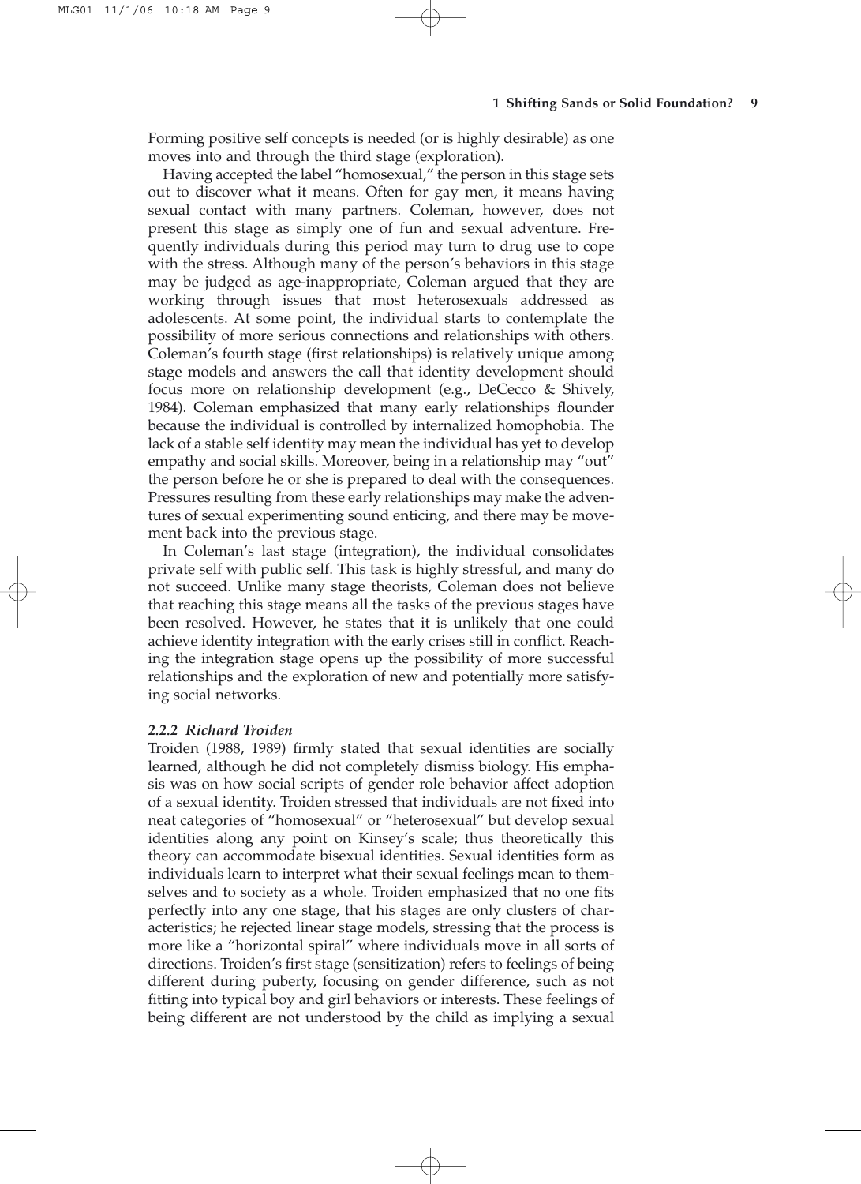Forming positive self concepts is needed (or is highly desirable) as one moves into and through the third stage (exploration).

Having accepted the label "homosexual," the person in this stage sets out to discover what it means. Often for gay men, it means having sexual contact with many partners. Coleman, however, does not present this stage as simply one of fun and sexual adventure. Frequently individuals during this period may turn to drug use to cope with the stress. Although many of the person's behaviors in this stage may be judged as age-inappropriate, Coleman argued that they are working through issues that most heterosexuals addressed as adolescents. At some point, the individual starts to contemplate the possibility of more serious connections and relationships with others. Coleman's fourth stage (first relationships) is relatively unique among stage models and answers the call that identity development should focus more on relationship development (e.g., DeCecco & Shively, 1984). Coleman emphasized that many early relationships flounder because the individual is controlled by internalized homophobia. The lack of a stable self identity may mean the individual has yet to develop empathy and social skills. Moreover, being in a relationship may "out" the person before he or she is prepared to deal with the consequences. Pressures resulting from these early relationships may make the adventures of sexual experimenting sound enticing, and there may be movement back into the previous stage.

In Coleman's last stage (integration), the individual consolidates private self with public self. This task is highly stressful, and many do not succeed. Unlike many stage theorists, Coleman does not believe that reaching this stage means all the tasks of the previous stages have been resolved. However, he states that it is unlikely that one could achieve identity integration with the early crises still in conflict. Reaching the integration stage opens up the possibility of more successful relationships and the exploration of new and potentially more satisfying social networks.

### *2.2.2 Richard Troiden*

Troiden (1988, 1989) firmly stated that sexual identities are socially learned, although he did not completely dismiss biology. His emphasis was on how social scripts of gender role behavior affect adoption of a sexual identity. Troiden stressed that individuals are not fixed into neat categories of "homosexual" or "heterosexual" but develop sexual identities along any point on Kinsey's scale; thus theoretically this theory can accommodate bisexual identities. Sexual identities form as individuals learn to interpret what their sexual feelings mean to themselves and to society as a whole. Troiden emphasized that no one fits perfectly into any one stage, that his stages are only clusters of characteristics; he rejected linear stage models, stressing that the process is more like a "horizontal spiral" where individuals move in all sorts of directions. Troiden's first stage (sensitization) refers to feelings of being different during puberty, focusing on gender difference, such as not fitting into typical boy and girl behaviors or interests. These feelings of being different are not understood by the child as implying a sexual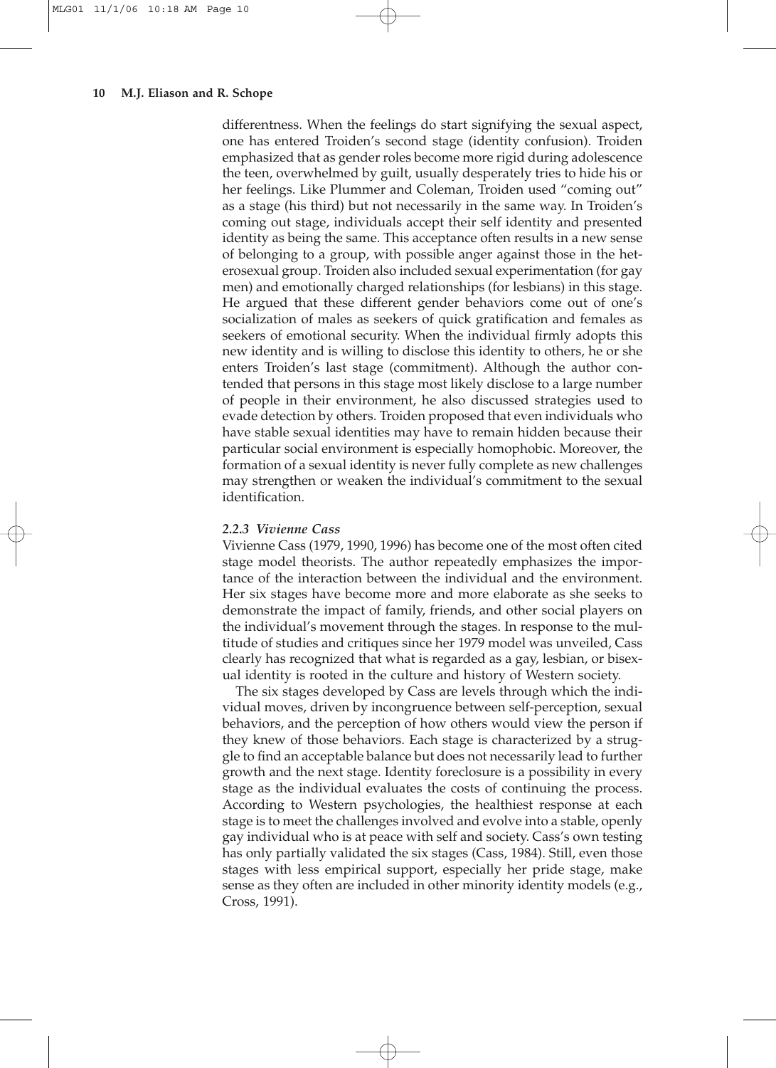differentness. When the feelings do start signifying the sexual aspect, one has entered Troiden's second stage (identity confusion). Troiden emphasized that as gender roles become more rigid during adolescence the teen, overwhelmed by guilt, usually desperately tries to hide his or her feelings. Like Plummer and Coleman, Troiden used "coming out" as a stage (his third) but not necessarily in the same way. In Troiden's coming out stage, individuals accept their self identity and presented identity as being the same. This acceptance often results in a new sense of belonging to a group, with possible anger against those in the heterosexual group. Troiden also included sexual experimentation (for gay men) and emotionally charged relationships (for lesbians) in this stage. He argued that these different gender behaviors come out of one's socialization of males as seekers of quick gratification and females as seekers of emotional security. When the individual firmly adopts this new identity and is willing to disclose this identity to others, he or she enters Troiden's last stage (commitment). Although the author contended that persons in this stage most likely disclose to a large number of people in their environment, he also discussed strategies used to evade detection by others. Troiden proposed that even individuals who have stable sexual identities may have to remain hidden because their particular social environment is especially homophobic. Moreover, the formation of a sexual identity is never fully complete as new challenges may strengthen or weaken the individual's commitment to the sexual identification.

### *2.2.3 Vivienne Cass*

Vivienne Cass (1979, 1990, 1996) has become one of the most often cited stage model theorists. The author repeatedly emphasizes the importance of the interaction between the individual and the environment. Her six stages have become more and more elaborate as she seeks to demonstrate the impact of family, friends, and other social players on the individual's movement through the stages. In response to the multitude of studies and critiques since her 1979 model was unveiled, Cass clearly has recognized that what is regarded as a gay, lesbian, or bisexual identity is rooted in the culture and history of Western society.

The six stages developed by Cass are levels through which the individual moves, driven by incongruence between self-perception, sexual behaviors, and the perception of how others would view the person if they knew of those behaviors. Each stage is characterized by a struggle to find an acceptable balance but does not necessarily lead to further growth and the next stage. Identity foreclosure is a possibility in every stage as the individual evaluates the costs of continuing the process. According to Western psychologies, the healthiest response at each stage is to meet the challenges involved and evolve into a stable, openly gay individual who is at peace with self and society. Cass's own testing has only partially validated the six stages (Cass, 1984). Still, even those stages with less empirical support, especially her pride stage, make sense as they often are included in other minority identity models (e.g., Cross, 1991).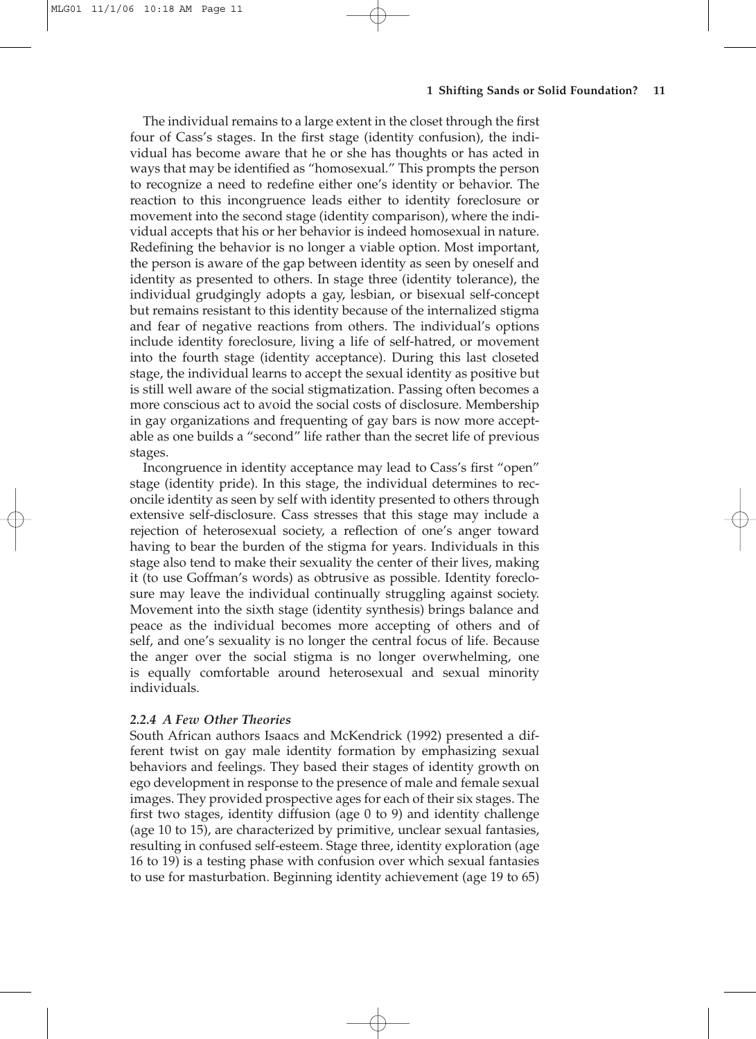The individual remains to a large extent in the closet through the first four of Cass's stages. In the first stage (identity confusion), the individual has become aware that he or she has thoughts or has acted in ways that may be identified as "homosexual." This prompts the person to recognize a need to redefine either one's identity or behavior. The reaction to this incongruence leads either to identity foreclosure or movement into the second stage (identity comparison), where the individual accepts that his or her behavior is indeed homosexual in nature. Redefining the behavior is no longer a viable option. Most important, the person is aware of the gap between identity as seen by oneself and identity as presented to others. In stage three (identity tolerance), the individual grudgingly adopts a gay, lesbian, or bisexual self-concept but remains resistant to this identity because of the internalized stigma and fear of negative reactions from others. The individual's options include identity foreclosure, living a life of self-hatred, or movement into the fourth stage (identity acceptance). During this last closeted stage, the individual learns to accept the sexual identity as positive but is still well aware of the social stigmatization. Passing often becomes a more conscious act to avoid the social costs of disclosure. Membership in gay organizations and frequenting of gay bars is now more acceptable as one builds a "second" life rather than the secret life of previous stages.

Incongruence in identity acceptance may lead to Cass's first "open" stage (identity pride). In this stage, the individual determines to reconcile identity as seen by self with identity presented to others through extensive self-disclosure. Cass stresses that this stage may include a rejection of heterosexual society, a reflection of one's anger toward having to bear the burden of the stigma for years. Individuals in this stage also tend to make their sexuality the center of their lives, making it (to use Goffman's words) as obtrusive as possible. Identity foreclosure may leave the individual continually struggling against society. Movement into the sixth stage (identity synthesis) brings balance and peace as the individual becomes more accepting of others and of self, and one's sexuality is no longer the central focus of life. Because the anger over the social stigma is no longer overwhelming, one is equally comfortable around heterosexual and sexual minority individuals.

#### *2.2.4 A Few Other Theories*

South African authors Isaacs and McKendrick (1992) presented a different twist on gay male identity formation by emphasizing sexual behaviors and feelings. They based their stages of identity growth on ego development in response to the presence of male and female sexual images. They provided prospective ages for each of their six stages. The first two stages, identity diffusion (age 0 to 9) and identity challenge (age 10 to 15), are characterized by primitive, unclear sexual fantasies, resulting in confused self-esteem. Stage three, identity exploration (age 16 to 19) is a testing phase with confusion over which sexual fantasies to use for masturbation. Beginning identity achievement (age 19 to 65)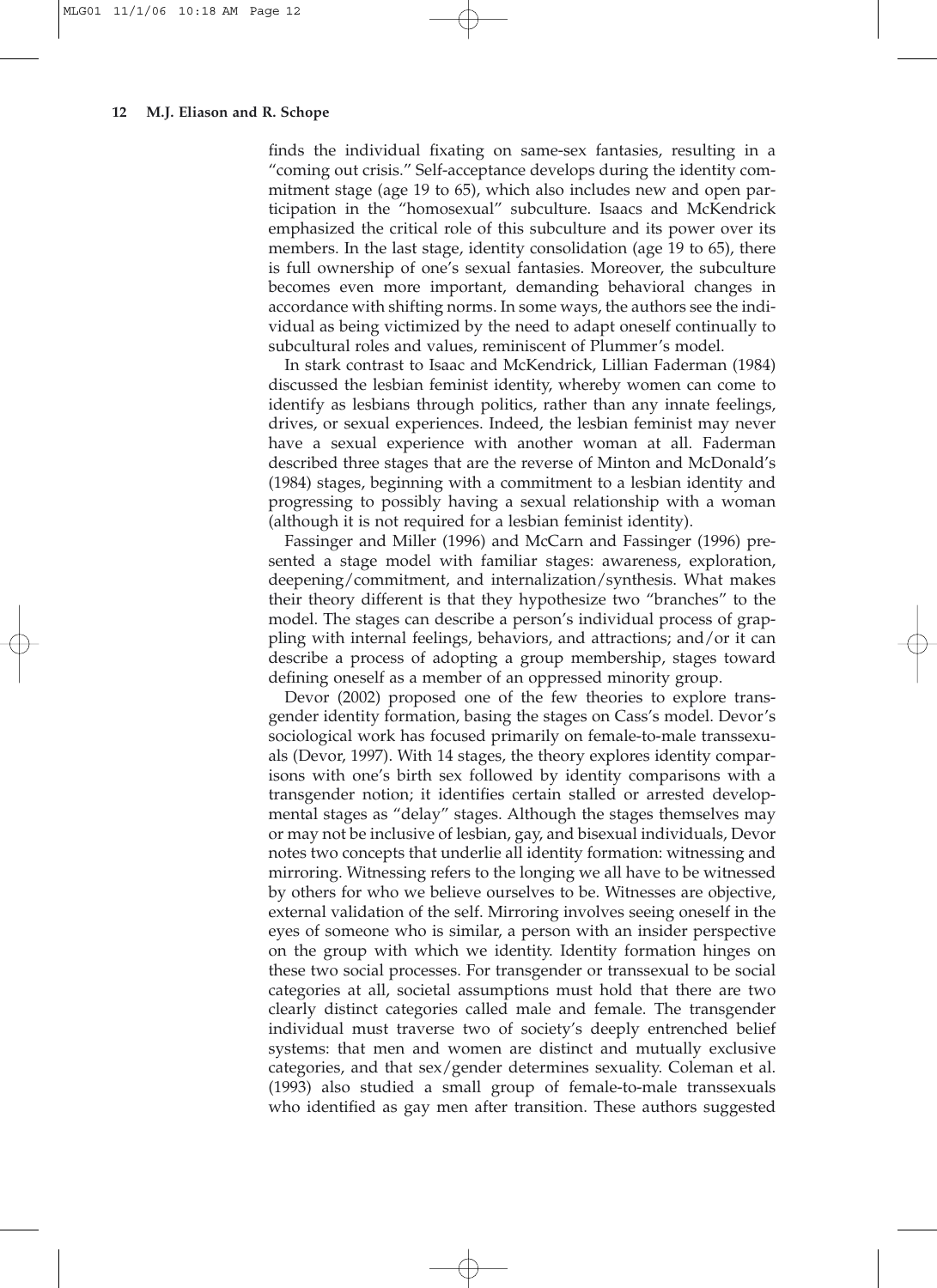finds the individual fixating on same-sex fantasies, resulting in a "coming out crisis." Self-acceptance develops during the identity commitment stage (age 19 to 65), which also includes new and open participation in the "homosexual" subculture. Isaacs and McKendrick emphasized the critical role of this subculture and its power over its members. In the last stage, identity consolidation (age 19 to 65), there is full ownership of one's sexual fantasies. Moreover, the subculture becomes even more important, demanding behavioral changes in accordance with shifting norms. In some ways, the authors see the individual as being victimized by the need to adapt oneself continually to subcultural roles and values, reminiscent of Plummer's model.

In stark contrast to Isaac and McKendrick, Lillian Faderman (1984) discussed the lesbian feminist identity, whereby women can come to identify as lesbians through politics, rather than any innate feelings, drives, or sexual experiences. Indeed, the lesbian feminist may never have a sexual experience with another woman at all. Faderman described three stages that are the reverse of Minton and McDonald's (1984) stages, beginning with a commitment to a lesbian identity and progressing to possibly having a sexual relationship with a woman (although it is not required for a lesbian feminist identity).

Fassinger and Miller (1996) and McCarn and Fassinger (1996) presented a stage model with familiar stages: awareness, exploration, deepening/commitment, and internalization/synthesis. What makes their theory different is that they hypothesize two "branches" to the model. The stages can describe a person's individual process of grappling with internal feelings, behaviors, and attractions; and/or it can describe a process of adopting a group membership, stages toward defining oneself as a member of an oppressed minority group.

Devor (2002) proposed one of the few theories to explore transgender identity formation, basing the stages on Cass's model. Devor's sociological work has focused primarily on female-to-male transsexuals (Devor, 1997). With 14 stages, the theory explores identity comparisons with one's birth sex followed by identity comparisons with a transgender notion; it identifies certain stalled or arrested developmental stages as "delay" stages. Although the stages themselves may or may not be inclusive of lesbian, gay, and bisexual individuals, Devor notes two concepts that underlie all identity formation: witnessing and mirroring. Witnessing refers to the longing we all have to be witnessed by others for who we believe ourselves to be. Witnesses are objective, external validation of the self. Mirroring involves seeing oneself in the eyes of someone who is similar, a person with an insider perspective on the group with which we identity. Identity formation hinges on these two social processes. For transgender or transsexual to be social categories at all, societal assumptions must hold that there are two clearly distinct categories called male and female. The transgender individual must traverse two of society's deeply entrenched belief systems: that men and women are distinct and mutually exclusive categories, and that sex/gender determines sexuality. Coleman et al. (1993) also studied a small group of female-to-male transsexuals who identified as gay men after transition. These authors suggested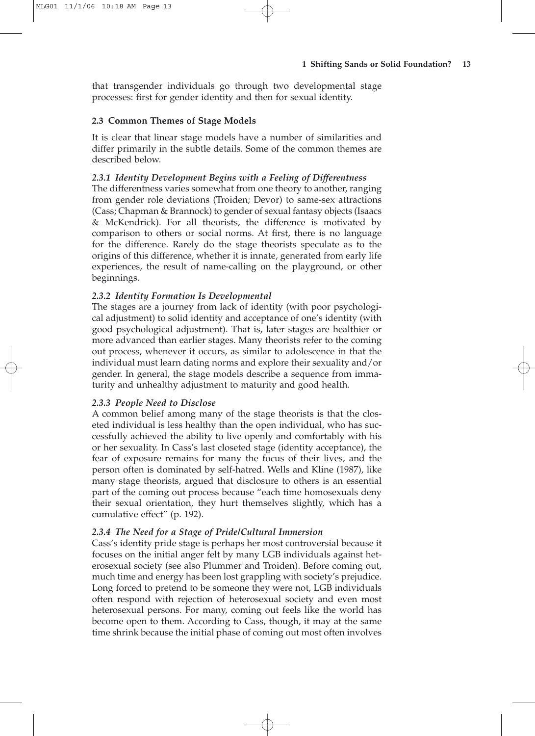that transgender individuals go through two developmental stage processes: first for gender identity and then for sexual identity.

### 2.3 Common Themes of Stage Models

It is clear that linear stage models have a number of similarities and differ primarily in the subtle details. Some of the common themes are described below.

#### *2.3.1 Identity Development Begins with a Feeling of Differentness*

The differentness varies somewhat from one theory to another, ranging from gender role deviations (Troiden; Devor) to same-sex attractions (Cass; Chapman & Brannock) to gender of sexual fantasy objects (Isaacs & McKendrick). For all theorists, the difference is motivated by comparison to others or social norms. At first, there is no language for the difference. Rarely do the stage theorists speculate as to the origins of this difference, whether it is innate, generated from early life experiences, the result of name-calling on the playground, or other beginnings.

#### *2.3.2 Identity Formation Is Developmental*

The stages are a journey from lack of identity (with poor psychological adjustment) to solid identity and acceptance of one's identity (with good psychological adjustment). That is, later stages are healthier or more advanced than earlier stages. Many theorists refer to the coming out process, whenever it occurs, as similar to adolescence in that the individual must learn dating norms and explore their sexuality and/or gender. In general, the stage models describe a sequence from immaturity and unhealthy adjustment to maturity and good health.

#### *2.3.3 People Need to Disclose*

A common belief among many of the stage theorists is that the closeted individual is less healthy than the open individual, who has successfully achieved the ability to live openly and comfortably with his or her sexuality. In Cass's last closeted stage (identity acceptance), the fear of exposure remains for many the focus of their lives, and the person often is dominated by self-hatred. Wells and Kline (1987), like many stage theorists, argued that disclosure to others is an essential part of the coming out process because "each time homosexuals deny their sexual orientation, they hurt themselves slightly, which has a cumulative effect" (p. 192).

#### *2.3.4 The Need for a Stage of Pride/Cultural Immersion*

Cass's identity pride stage is perhaps her most controversial because it focuses on the initial anger felt by many LGB individuals against heterosexual society (see also Plummer and Troiden). Before coming out, much time and energy has been lost grappling with society's prejudice. Long forced to pretend to be someone they were not, LGB individuals often respond with rejection of heterosexual society and even most heterosexual persons. For many, coming out feels like the world has become open to them. According to Cass, though, it may at the same time shrink because the initial phase of coming out most often involves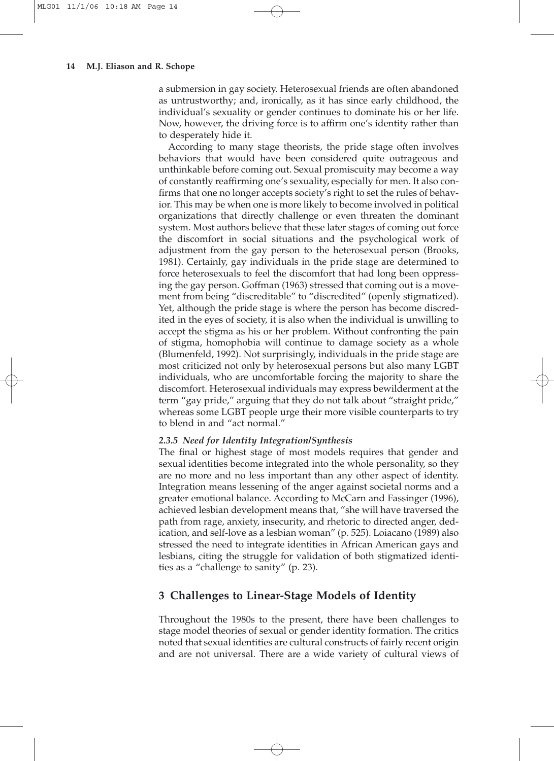a submersion in gay society. Heterosexual friends are often abandoned as untrustworthy; and, ironically, as it has since early childhood, the individual's sexuality or gender continues to dominate his or her life. Now, however, the driving force is to affirm one's identity rather than to desperately hide it.

According to many stage theorists, the pride stage often involves behaviors that would have been considered quite outrageous and unthinkable before coming out. Sexual promiscuity may become a way of constantly reaffirming one's sexuality, especially for men. It also confirms that one no longer accepts society's right to set the rules of behavior. This may be when one is more likely to become involved in political organizations that directly challenge or even threaten the dominant system. Most authors believe that these later stages of coming out force the discomfort in social situations and the psychological work of adjustment from the gay person to the heterosexual person (Brooks, 1981). Certainly, gay individuals in the pride stage are determined to force heterosexuals to feel the discomfort that had long been oppressing the gay person. Goffman (1963) stressed that coming out is a movement from being "discreditable" to "discredited" (openly stigmatized). Yet, although the pride stage is where the person has become discredited in the eyes of society, it is also when the individual is unwilling to accept the stigma as his or her problem. Without confronting the pain of stigma, homophobia will continue to damage society as a whole (Blumenfeld, 1992). Not surprisingly, individuals in the pride stage are most criticized not only by heterosexual persons but also many LGBT individuals, who are uncomfortable forcing the majority to share the discomfort. Heterosexual individuals may express bewilderment at the term "gay pride," arguing that they do not talk about "straight pride," whereas some LGBT people urge their more visible counterparts to try to blend in and "act normal."

#### *2.3.5 Need for Identity Integration/Synthesis*

The final or highest stage of most models requires that gender and sexual identities become integrated into the whole personality, so they are no more and no less important than any other aspect of identity. Integration means lessening of the anger against societal norms and a greater emotional balance. According to McCarn and Fassinger (1996), achieved lesbian development means that, "she will have traversed the path from rage, anxiety, insecurity, and rhetoric to directed anger, dedication, and self-love as a lesbian woman" (p. 525). Loiacano (1989) also stressed the need to integrate identities in African American gays and lesbians, citing the struggle for validation of both stigmatized identities as a "challenge to sanity" (p. 23).

## 3 Challenges to Linear-Stage Models of Identity

Throughout the 1980s to the present, there have been challenges to stage model theories of sexual or gender identity formation. The critics noted that sexual identities are cultural constructs of fairly recent origin and are not universal. There are a wide variety of cultural views of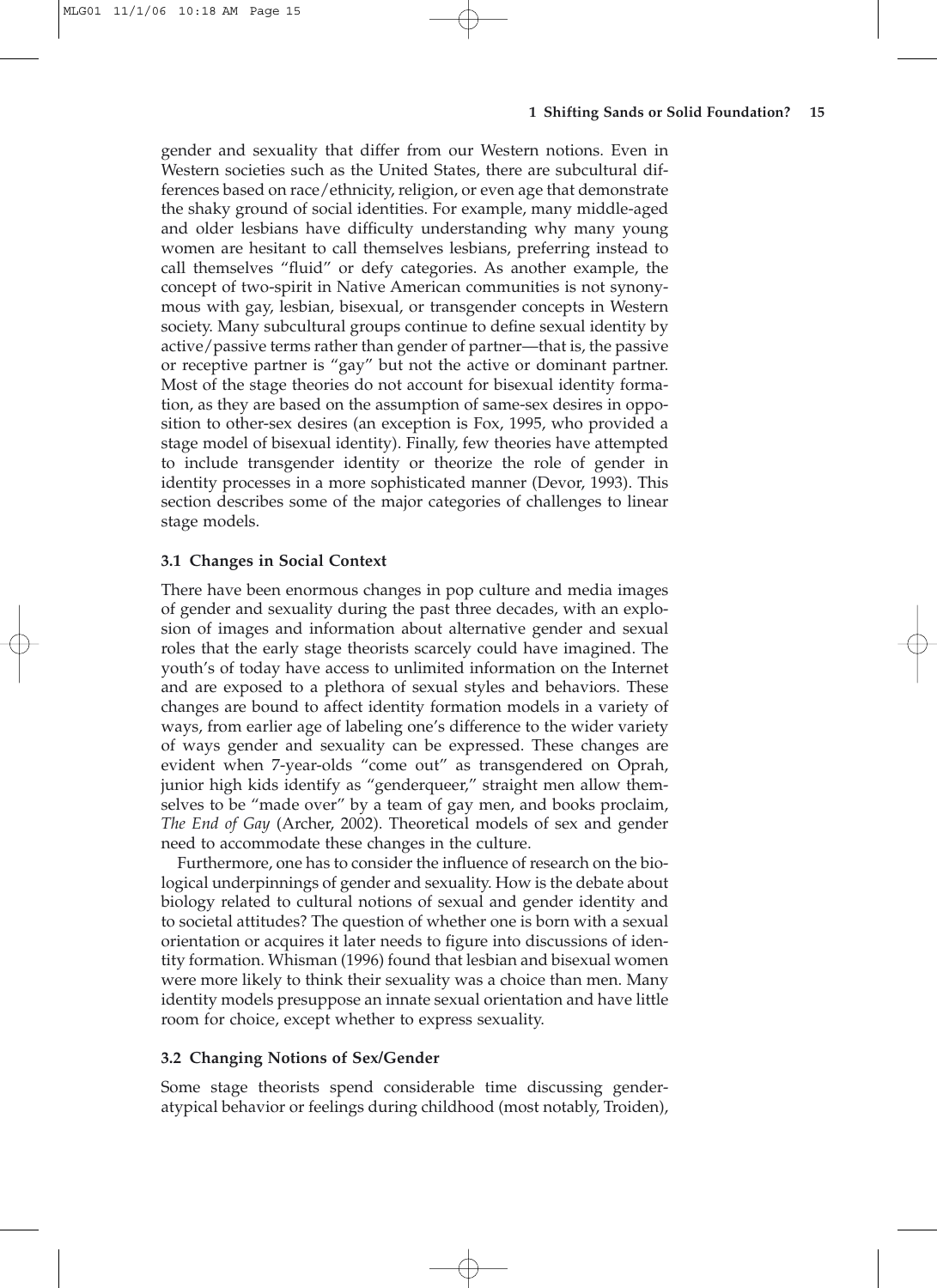gender and sexuality that differ from our Western notions. Even in Western societies such as the United States, there are subcultural differences based on race/ethnicity, religion, or even age that demonstrate the shaky ground of social identities. For example, many middle-aged and older lesbians have difficulty understanding why many young women are hesitant to call themselves lesbians, preferring instead to call themselves "fluid" or defy categories. As another example, the concept of two-spirit in Native American communities is not synonymous with gay, lesbian, bisexual, or transgender concepts in Western society. Many subcultural groups continue to define sexual identity by active/passive terms rather than gender of partner—that is, the passive or receptive partner is "gay" but not the active or dominant partner. Most of the stage theories do not account for bisexual identity formation, as they are based on the assumption of same-sex desires in opposition to other-sex desires (an exception is Fox, 1995, who provided a stage model of bisexual identity). Finally, few theories have attempted to include transgender identity or theorize the role of gender in identity processes in a more sophisticated manner (Devor, 1993). This section describes some of the major categories of challenges to linear stage models.

### 3.1 Changes in Social Context

There have been enormous changes in pop culture and media images of gender and sexuality during the past three decades, with an explosion of images and information about alternative gender and sexual roles that the early stage theorists scarcely could have imagined. The youth's of today have access to unlimited information on the Internet and are exposed to a plethora of sexual styles and behaviors. These changes are bound to affect identity formation models in a variety of ways, from earlier age of labeling one's difference to the wider variety of ways gender and sexuality can be expressed. These changes are evident when 7-year-olds "come out" as transgendered on Oprah, junior high kids identify as "genderqueer," straight men allow themselves to be "made over" by a team of gay men, and books proclaim, *The End of Gay* (Archer, 2002). Theoretical models of sex and gender need to accommodate these changes in the culture.

Furthermore, one has to consider the influence of research on the biological underpinnings of gender and sexuality. How is the debate about biology related to cultural notions of sexual and gender identity and to societal attitudes? The question of whether one is born with a sexual orientation or acquires it later needs to figure into discussions of identity formation. Whisman (1996) found that lesbian and bisexual women were more likely to think their sexuality was a choice than men. Many identity models presuppose an innate sexual orientation and have little room for choice, except whether to express sexuality.

### 3.2 Changing Notions of Sex/Gender

Some stage theorists spend considerable time discussing gender-atypical behavior or feelings during childhood (most notably, Troiden),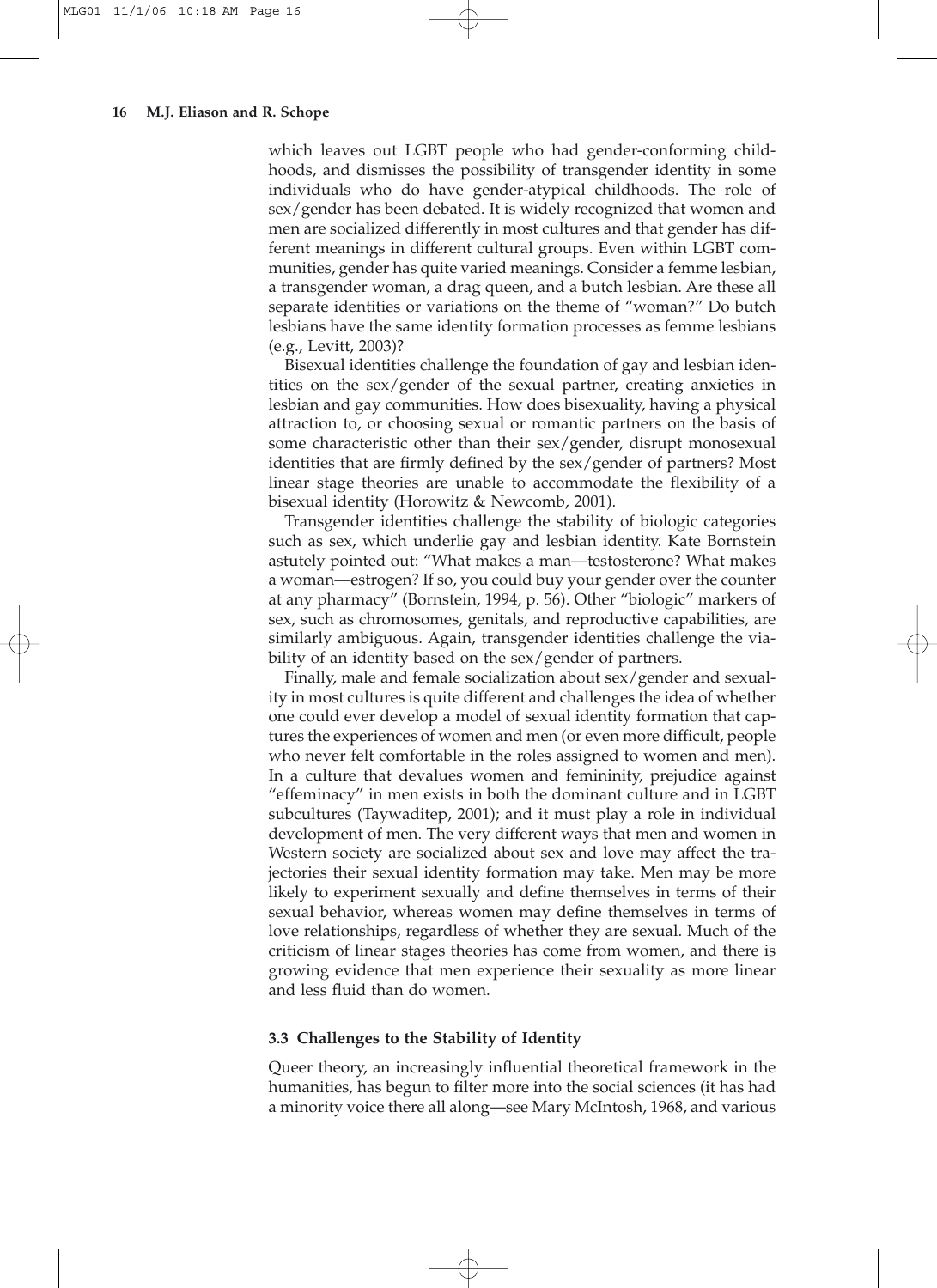which leaves out LGBT people who had gender-conforming childhoods, and dismisses the possibility of transgender identity in some individuals who do have gender-atypical childhoods. The role of sex/gender has been debated. It is widely recognized that women and men are socialized differently in most cultures and that gender has different meanings in different cultural groups. Even within LGBT communities, gender has quite varied meanings. Consider a femme lesbian, a transgender woman, a drag queen, and a butch lesbian. Are these all separate identities or variations on the theme of "woman?" Do butch lesbians have the same identity formation processes as femme lesbians (e.g., Levitt, 2003)?

Bisexual identities challenge the foundation of gay and lesbian identities on the sex/gender of the sexual partner, creating anxieties in lesbian and gay communities. How does bisexuality, having a physical attraction to, or choosing sexual or romantic partners on the basis of some characteristic other than their sex/gender, disrupt monosexual identities that are firmly defined by the sex/gender of partners? Most linear stage theories are unable to accommodate the flexibility of a bisexual identity (Horowitz & Newcomb, 2001).

Transgender identities challenge the stability of biologic categories such as sex, which underlie gay and lesbian identity. Kate Bornstein astutely pointed out: "What makes a man—testosterone? What makes a woman—estrogen? If so, you could buy your gender over the counter at any pharmacy" (Bornstein, 1994, p. 56). Other "biologic" markers of sex, such as chromosomes, genitals, and reproductive capabilities, are similarly ambiguous. Again, transgender identities challenge the viability of an identity based on the sex/gender of partners.

Finally, male and female socialization about sex/gender and sexuality in most cultures is quite different and challenges the idea of whether one could ever develop a model of sexual identity formation that captures the experiences of women and men (or even more difficult, people who never felt comfortable in the roles assigned to women and men). In a culture that devalues women and femininity, prejudice against "effeminacy" in men exists in both the dominant culture and in LGBT subcultures (Taywaditep, 2001); and it must play a role in individual development of men. The very different ways that men and women in Western society are socialized about sex and love may affect the trajectories their sexual identity formation may take. Men may be more likely to experiment sexually and define themselves in terms of their sexual behavior, whereas women may define themselves in terms of love relationships, regardless of whether they are sexual. Much of the criticism of linear stages theories has come from women, and there is growing evidence that men experience their sexuality as more linear and less fluid than do women.

### 3.3 Challenges to the Stability of Identity

Queer theory, an increasingly influential theoretical framework in the humanities, has begun to filter more into the social sciences (it has had a minority voice there all along—see Mary McIntosh, 1968, and various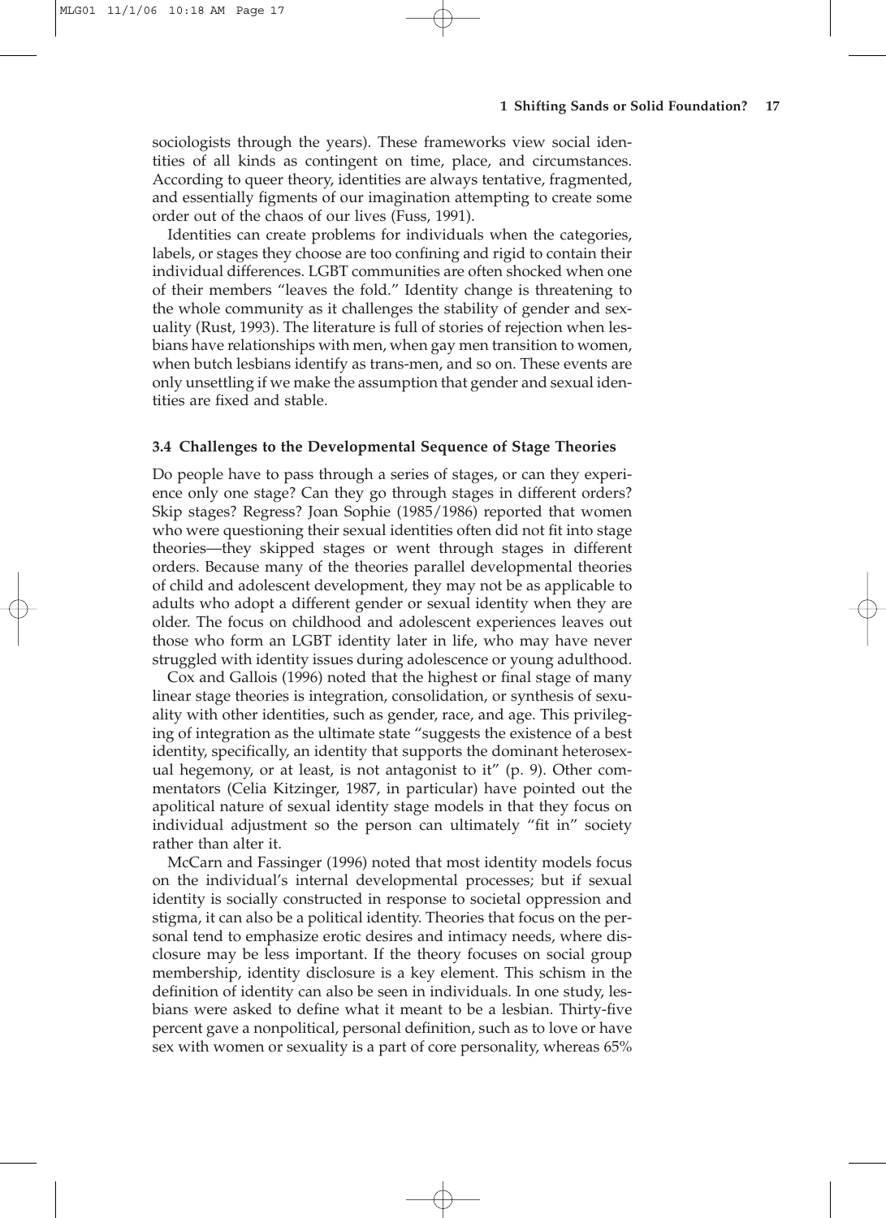sociologists through the years). These frameworks view social identities of all kinds as contingent on time, place, and circumstances. According to queer theory, identities are always tentative, fragmented, and essentially figments of our imagination attempting to create some order out of the chaos of our lives (Fuss, 1991).

Identities can create problems for individuals when the categories, labels, or stages they choose are too confining and rigid to contain their individual differences. LGBT communities are often shocked when one of their members "leaves the fold." Identity change is threatening to the whole community as it challenges the stability of gender and sexuality (Rust, 1993). The literature is full of stories of rejection when lesbians have relationships with men, when gay men transition to women, when butch lesbians identify as trans-men, and so on. These events are only unsettling if we make the assumption that gender and sexual identities are fixed and stable.

### 3.4 Challenges to the Developmental Sequence of Stage Theories

Do people have to pass through a series of stages, or can they experience only one stage? Can they go through stages in different orders? Skip stages? Regress? Joan Sophie (1985/1986) reported that women who were questioning their sexual identities often did not fit into stage theories—they skipped stages or went through stages in different orders. Because many of the theories parallel developmental theories of child and adolescent development, they may not be as applicable to adults who adopt a different gender or sexual identity when they are older. The focus on childhood and adolescent experiences leaves out those who form an LGBT identity later in life, who may have never struggled with identity issues during adolescence or young adulthood.

Cox and Gallois (1996) noted that the highest or final stage of many linear stage theories is integration, consolidation, or synthesis of sexuality with other identities, such as gender, race, and age. This privileging of integration as the ultimate state "suggests the existence of a best identity, specifically, an identity that supports the dominant heterosexual hegemony, or at least, is not antagonist to it" (p. 9). Other commentators (Celia Kitzinger, 1987, in particular) have pointed out the apolitical nature of sexual identity stage models in that they focus on individual adjustment so the person can ultimately "fit in" society rather than alter it.

McCarn and Fassinger (1996) noted that most identity models focus on the individual's internal developmental processes; but if sexual identity is socially constructed in response to societal oppression and stigma, it can also be a political identity. Theories that focus on the personal tend to emphasize erotic desires and intimacy needs, where disclosure may be less important. If the theory focuses on social group membership, identity disclosure is a key element. This schism in the definition of identity can also be seen in individuals. In one study, lesbians were asked to define what it meant to be a lesbian. Thirty-five percent gave a nonpolitical, personal definition, such as to love or have sex with women or sexuality is a part of core personality, whereas 65%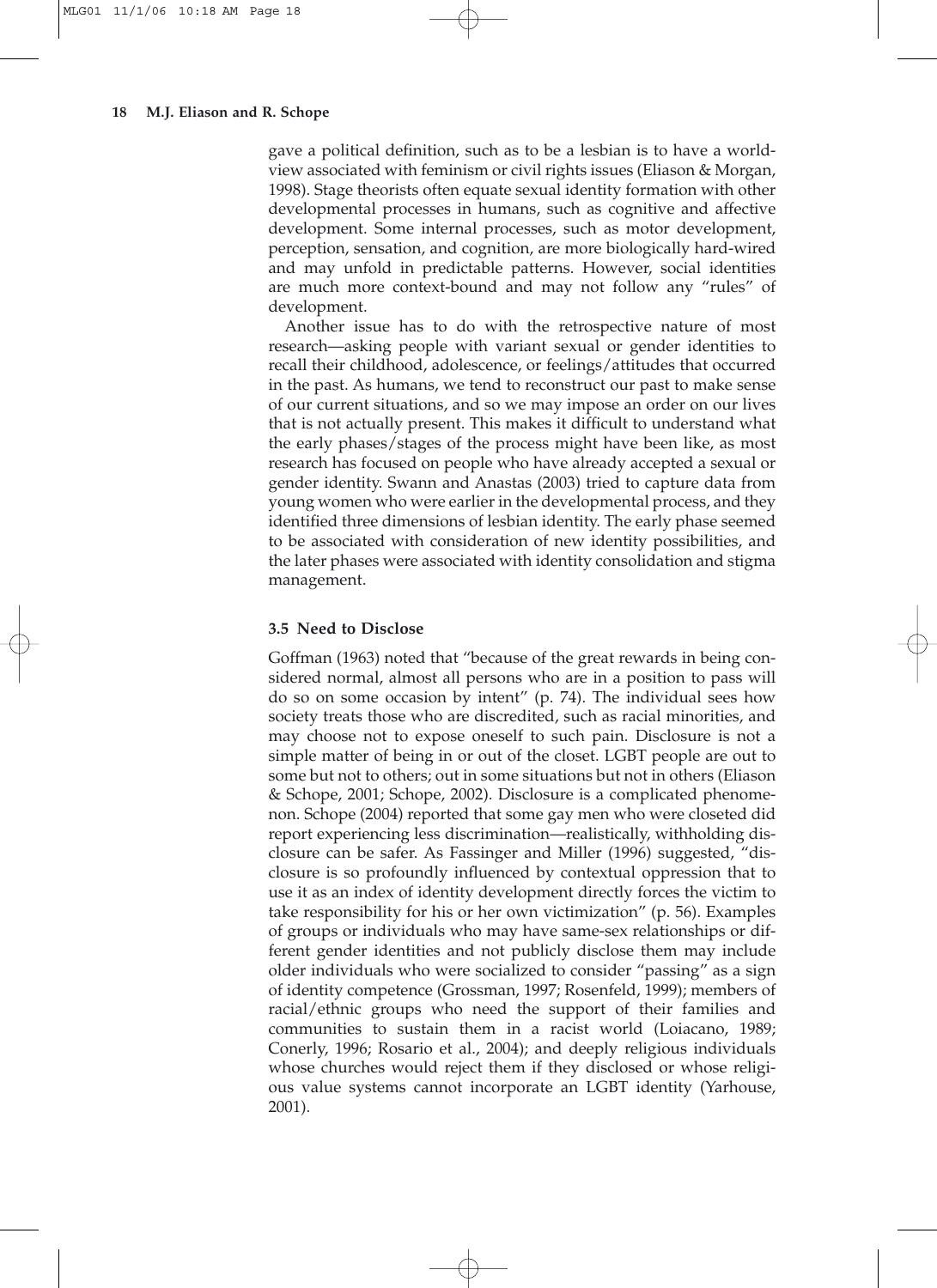gave a political definition, such as to be a lesbian is to have a worldview associated with feminism or civil rights issues (Eliason & Morgan, 1998). Stage theorists often equate sexual identity formation with other developmental processes in humans, such as cognitive and affective development. Some internal processes, such as motor development, perception, sensation, and cognition, are more biologically hard-wired and may unfold in predictable patterns. However, social identities are much more context-bound and may not follow any "rules" of development.

Another issue has to do with the retrospective nature of most research—asking people with variant sexual or gender identities to recall their childhood, adolescence, or feelings/attitudes that occurred in the past. As humans, we tend to reconstruct our past to make sense of our current situations, and so we may impose an order on our lives that is not actually present. This makes it difficult to understand what the early phases/stages of the process might have been like, as most research has focused on people who have already accepted a sexual or gender identity. Swann and Anastas (2003) tried to capture data from young women who were earlier in the developmental process, and they identified three dimensions of lesbian identity. The early phase seemed to be associated with consideration of new identity possibilities, and the later phases were associated with identity consolidation and stigma management.

### 3.5 Need to Disclose

Goffman (1963) noted that "because of the great rewards in being considered normal, almost all persons who are in a position to pass will do so on some occasion by intent" (p. 74). The individual sees how society treats those who are discredited, such as racial minorities, and may choose not to expose oneself to such pain. Disclosure is not a simple matter of being in or out of the closet. LGBT people are out to some but not to others; out in some situations but not in others (Eliason & Schope, 2001; Schope, 2002). Disclosure is a complicated phenomenon. Schope (2004) reported that some gay men who were closeted did report experiencing less discrimination—realistically, withholding disclosure can be safer. As Fassinger and Miller (1996) suggested, "disclosure is so profoundly influenced by contextual oppression that to use it as an index of identity development directly forces the victim to take responsibility for his or her own victimization" (p. 56). Examples of groups or individuals who may have same-sex relationships or different gender identities and not publicly disclose them may include older individuals who were socialized to consider "passing" as a sign of identity competence (Grossman, 1997; Rosenfeld, 1999); members of racial/ethnic groups who need the support of their families and communities to sustain them in a racist world (Loiacano, 1989; Conerly, 1996; Rosario et al., 2004); and deeply religious individuals whose churches would reject them if they disclosed or whose religious value systems cannot incorporate an LGBT identity (Yarhouse, 2001).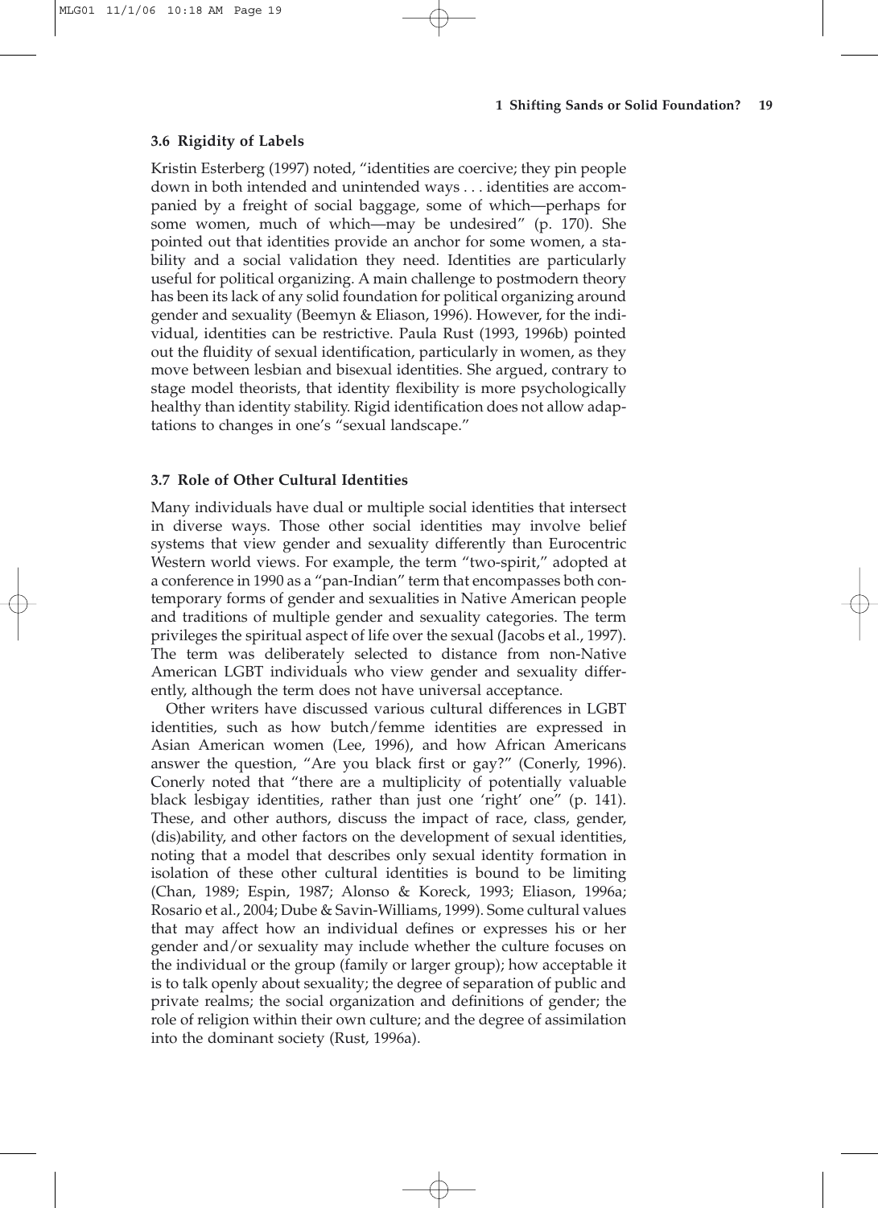### 3.6 Rigidity of Labels

Kristin Esterberg (1997) noted, "identities are coercive; they pin people down in both intended and unintended ways . . . identities are accompanied by a freight of social baggage, some of which—perhaps for some women, much of which—may be undesired" (p. 170). She pointed out that identities provide an anchor for some women, a stability and a social validation they need. Identities are particularly useful for political organizing. A main challenge to postmodern theory has been its lack of any solid foundation for political organizing around gender and sexuality (Beemyn & Eliason, 1996). However, for the individual, identities can be restrictive. Paula Rust (1993, 1996b) pointed out the fluidity of sexual identification, particularly in women, as they move between lesbian and bisexual identities. She argued, contrary to stage model theorists, that identity flexibility is more psychologically healthy than identity stability. Rigid identification does not allow adaptations to changes in one's "sexual landscape."

### 3.7 Role of Other Cultural Identities

Many individuals have dual or multiple social identities that intersect in diverse ways. Those other social identities may involve belief systems that view gender and sexuality differently than Eurocentric Western world views. For example, the term "two-spirit," adopted at a conference in 1990 as a "pan-Indian" term that encompasses both contemporary forms of gender and sexualities in Native American people and traditions of multiple gender and sexuality categories. The term privileges the spiritual aspect of life over the sexual (Jacobs et al., 1997). The term was deliberately selected to distance from non-Native American LGBT individuals who view gender and sexuality differently, although the term does not have universal acceptance.

Other writers have discussed various cultural differences in LGBT identities, such as how butch/femme identities are expressed in Asian American women (Lee, 1996), and how African Americans answer the question, "Are you black first or gay?" (Conerly, 1996). Conerly noted that "there are a multiplicity of potentially valuable black lesbigay identities, rather than just one 'right' one" (p. 141). These, and other authors, discuss the impact of race, class, gender, (dis)ability, and other factors on the development of sexual identities, noting that a model that describes only sexual identity formation in isolation of these other cultural identities is bound to be limiting (Chan, 1989; Espin, 1987; Alonso & Koreck, 1993; Eliason, 1996a; Rosario et al., 2004; Dube & Savin-Williams, 1999). Some cultural values that may affect how an individual defines or expresses his or her gender and/or sexuality may include whether the culture focuses on the individual or the group (family or larger group); how acceptable it is to talk openly about sexuality; the degree of separation of public and private realms; the social organization and definitions of gender; the role of religion within their own culture; and the degree of assimilation into the dominant society (Rust, 1996a).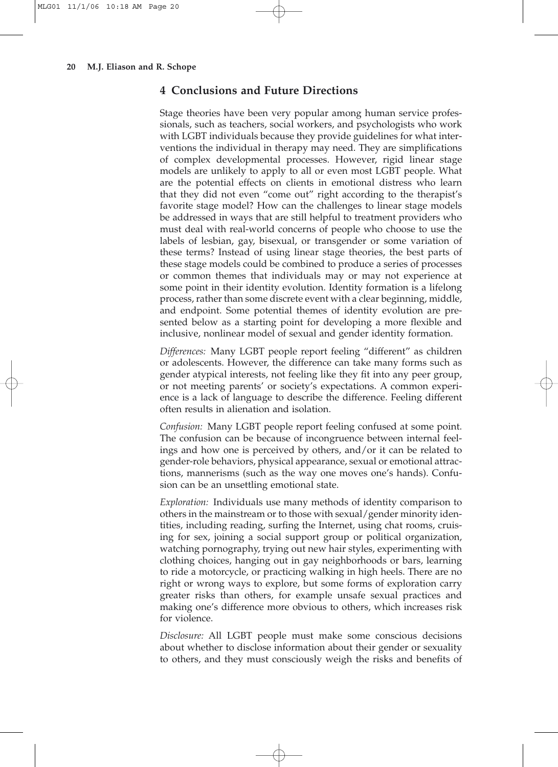## 4 Conclusions and Future Directions

Stage theories have been very popular among human service professionals, such as teachers, social workers, and psychologists who work with LGBT individuals because they provide guidelines for what interventions the individual in therapy may need. They are simplifications of complex developmental processes. However, rigid linear stage models are unlikely to apply to all or even most LGBT people. What are the potential effects on clients in emotional distress who learn that they did not even "come out" right according to the therapist's favorite stage model? How can the challenges to linear stage models be addressed in ways that are still helpful to treatment providers who must deal with real-world concerns of people who choose to use the labels of lesbian, gay, bisexual, or transgender or some variation of these terms? Instead of using linear stage theories, the best parts of these stage models could be combined to produce a series of processes or common themes that individuals may or may not experience at some point in their identity evolution. Identity formation is a lifelong process, rather than some discrete event with a clear beginning, middle, and endpoint. Some potential themes of identity evolution are presented below as a starting point for developing a more flexible and inclusive, nonlinear model of sexual and gender identity formation.

*Differences:* Many LGBT people report feeling "different" as children or adolescents. However, the difference can take many forms such as gender atypical interests, not feeling like they fit into any peer group, or not meeting parents' or society's expectations. A common experience is a lack of language to describe the difference. Feeling different often results in alienation and isolation.

*Confusion:* Many LGBT people report feeling confused at some point. The confusion can be because of incongruence between internal feelings and how one is perceived by others, and/or it can be related to gender-role behaviors, physical appearance, sexual or emotional attractions, mannerisms (such as the way one moves one's hands). Confusion can be an unsettling emotional state.

*Exploration:* Individuals use many methods of identity comparison to others in the mainstream or to those with sexual/gender minority identities, including reading, surfing the Internet, using chat rooms, cruising for sex, joining a social support group or political organization, watching pornography, trying out new hair styles, experimenting with clothing choices, hanging out in gay neighborhoods or bars, learning to ride a motorcycle, or practicing walking in high heels. There are no right or wrong ways to explore, but some forms of exploration carry greater risks than others, for example unsafe sexual practices and making one's difference more obvious to others, which increases risk for violence.

*Disclosure:* All LGBT people must make some conscious decisions about whether to disclose information about their gender or sexuality to others, and they must consciously weigh the risks and benefits of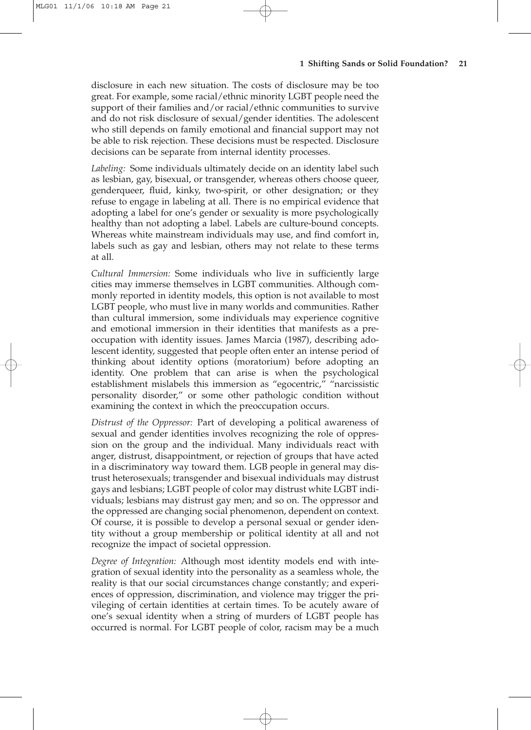disclosure in each new situation. The costs of disclosure may be too great. For example, some racial/ethnic minority LGBT people need the support of their families and/or racial/ethnic communities to survive and do not risk disclosure of sexual/gender identities. The adolescent who still depends on family emotional and financial support may not be able to risk rejection. These decisions must be respected. Disclosure decisions can be separate from internal identity processes.

*Labeling:* Some individuals ultimately decide on an identity label such as lesbian, gay, bisexual, or transgender, whereas others choose queer, genderqueer, fluid, kinky, two-spirit, or other designation; or they refuse to engage in labeling at all. There is no empirical evidence that adopting a label for one's gender or sexuality is more psychologically healthy than not adopting a label. Labels are culture-bound concepts. Whereas white mainstream individuals may use, and find comfort in, labels such as gay and lesbian, others may not relate to these terms at all.

*Cultural Immersion:* Some individuals who live in sufficiently large cities may immerse themselves in LGBT communities. Although commonly reported in identity models, this option is not available to most LGBT people, who must live in many worlds and communities. Rather than cultural immersion, some individuals may experience cognitive and emotional immersion in their identities that manifests as a preoccupation with identity issues. James Marcia (1987), describing adolescent identity, suggested that people often enter an intense period of thinking about identity options (moratorium) before adopting an identity. One problem that can arise is when the psychological establishment mislabels this immersion as "egocentric," "narcissistic personality disorder," or some other pathologic condition without examining the context in which the preoccupation occurs.

*Distrust of the Oppressor:* Part of developing a political awareness of sexual and gender identities involves recognizing the role of oppression on the group and the individual. Many individuals react with anger, distrust, disappointment, or rejection of groups that have acted in a discriminatory way toward them. LGB people in general may distrust heterosexuals; transgender and bisexual individuals may distrust gays and lesbians; LGBT people of color may distrust white LGBT individuals; lesbians may distrust gay men; and so on. The oppressor and the oppressed are changing social phenomenon, dependent on context. Of course, it is possible to develop a personal sexual or gender identity without a group membership or political identity at all and not recognize the impact of societal oppression.

*Degree of Integration:* Although most identity models end with integration of sexual identity into the personality as a seamless whole, the reality is that our social circumstances change constantly; and experiences of oppression, discrimination, and violence may trigger the privileging of certain identities at certain times. To be acutely aware of one's sexual identity when a string of murders of LGBT people has occurred is normal. For LGBT people of color, racism may be a much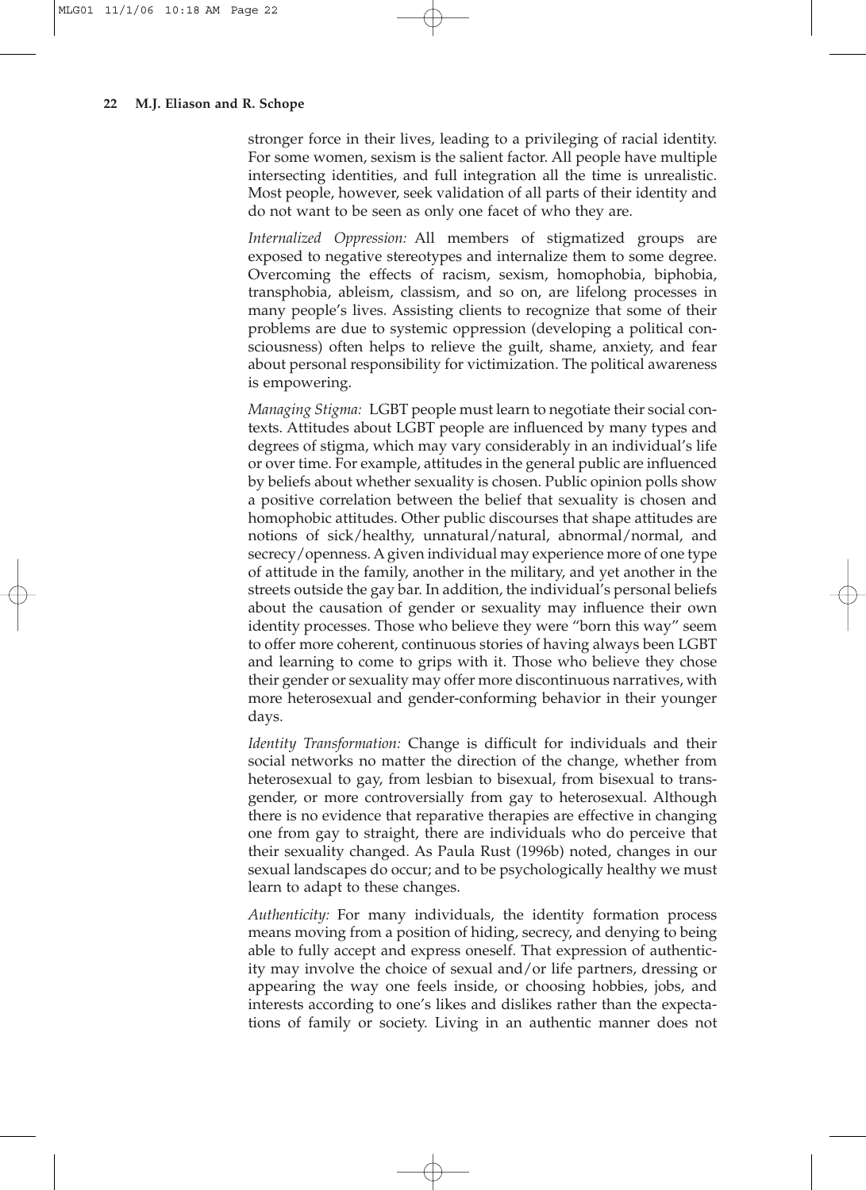stronger force in their lives, leading to a privileging of racial identity. For some women, sexism is the salient factor. All people have multiple intersecting identities, and full integration all the time is unrealistic. Most people, however, seek validation of all parts of their identity and do not want to be seen as only one facet of who they are.

*Internalized Oppression:* All members of stigmatized groups are exposed to negative stereotypes and internalize them to some degree. Overcoming the effects of racism, sexism, homophobia, biphobia, transphobia, ableism, classism, and so on, are lifelong processes in many people's lives. Assisting clients to recognize that some of their problems are due to systemic oppression (developing a political consciousness) often helps to relieve the guilt, shame, anxiety, and fear about personal responsibility for victimization. The political awareness is empowering.

*Managing Stigma:* LGBT people must learn to negotiate their social contexts. Attitudes about LGBT people are influenced by many types and degrees of stigma, which may vary considerably in an individual's life or over time. For example, attitudes in the general public are influenced by beliefs about whether sexuality is chosen. Public opinion polls show a positive correlation between the belief that sexuality is chosen and homophobic attitudes. Other public discourses that shape attitudes are notions of sick/healthy, unnatural/natural, abnormal/normal, and secrecy/openness. A given individual may experience more of one type of attitude in the family, another in the military, and yet another in the streets outside the gay bar. In addition, the individual's personal beliefs about the causation of gender or sexuality may influence their own identity processes. Those who believe they were "born this way" seem to offer more coherent, continuous stories of having always been LGBT and learning to come to grips with it. Those who believe they chose their gender or sexuality may offer more discontinuous narratives, with more heterosexual and gender-conforming behavior in their younger days.

*Identity Transformation:* Change is difficult for individuals and their social networks no matter the direction of the change, whether from heterosexual to gay, from lesbian to bisexual, from bisexual to transgender, or more controversially from gay to heterosexual. Although there is no evidence that reparative therapies are effective in changing one from gay to straight, there are individuals who do perceive that their sexuality changed. As Paula Rust (1996b) noted, changes in our sexual landscapes do occur; and to be psychologically healthy we must learn to adapt to these changes.

*Authenticity:* For many individuals, the identity formation process means moving from a position of hiding, secrecy, and denying to being able to fully accept and express oneself. That expression of authenticity may involve the choice of sexual and/or life partners, dressing or appearing the way one feels inside, or choosing hobbies, jobs, and interests according to one's likes and dislikes rather than the expectations of family or society. Living in an authentic manner does not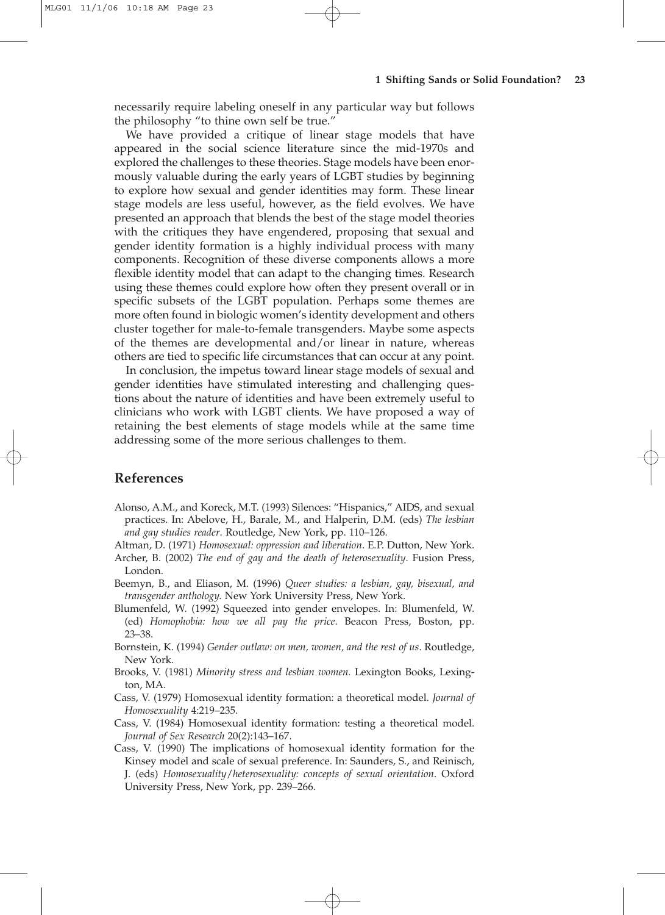necessarily require labeling oneself in any particular way but follows the philosophy "to thine own self be true."

We have provided a critique of linear stage models that have appeared in the social science literature since the mid-1970s and explored the challenges to these theories. Stage models have been enormously valuable during the early years of LGBT studies by beginning to explore how sexual and gender identities may form. These linear stage models are less useful, however, as the field evolves. We have presented an approach that blends the best of the stage model theories with the critiques they have engendered, proposing that sexual and gender identity formation is a highly individual process with many components. Recognition of these diverse components allows a more flexible identity model that can adapt to the changing times. Research using these themes could explore how often they present overall or in specific subsets of the LGBT population. Perhaps some themes are more often found in biologic women's identity development and others cluster together for male-to-female transgenders. Maybe some aspects of the themes are developmental and/or linear in nature, whereas others are tied to specific life circumstances that can occur at any point.

In conclusion, the impetus toward linear stage models of sexual and gender identities have stimulated interesting and challenging questions about the nature of identities and have been extremely useful to clinicians who work with LGBT clients. We have proposed a way of retaining the best elements of stage models while at the same time addressing some of the more serious challenges to them.

## References

Alonso, A.M., and Koreck, M.T. (1993) Silences: "Hispanics," AIDS, and sexual practices. In: Abelove, H., Barale, M., and Halperin, D.M. (eds) *The lesbian and gay studies reader*. Routledge, New York, pp. 110–126.

Altman, D. (1971) *Homosexual: oppression and liberation*. E.P. Dutton, New York.

Archer, B. (2002) *The end of gay and the death of heterosexuality*. Fusion Press, London.

Beemyn, B., and Eliason, M. (1996) *Queer studies: a lesbian, gay, bisexual, and transgender anthology.* New York University Press, New York.

Blumenfeld, W. (1992) Squeezed into gender envelopes. In: Blumenfeld, W. (ed) *Homophobia: how we all pay the price*. Beacon Press, Boston, pp. 23–38.

Bornstein, K. (1994) *Gender outlaw: on men, women, and the rest of us*. Routledge, New York.

Brooks, V. (1981) *Minority stress and lesbian women.* Lexington Books, Lexington, MA.

Cass, V. (1979) Homosexual identity formation: a theoretical model. *Journal of Homosexuality* 4:219–235.

Cass, V. (1984) Homosexual identity formation: testing a theoretical model. *Journal of Sex Research* 20(2):143–167.

Cass, V. (1990) The implications of homosexual identity formation for the Kinsey model and scale of sexual preference. In: Saunders, S., and Reinisch, J. (eds) *Homosexuality/heterosexuality: concepts of sexual orientation*. Oxford University Press, New York, pp. 239–266.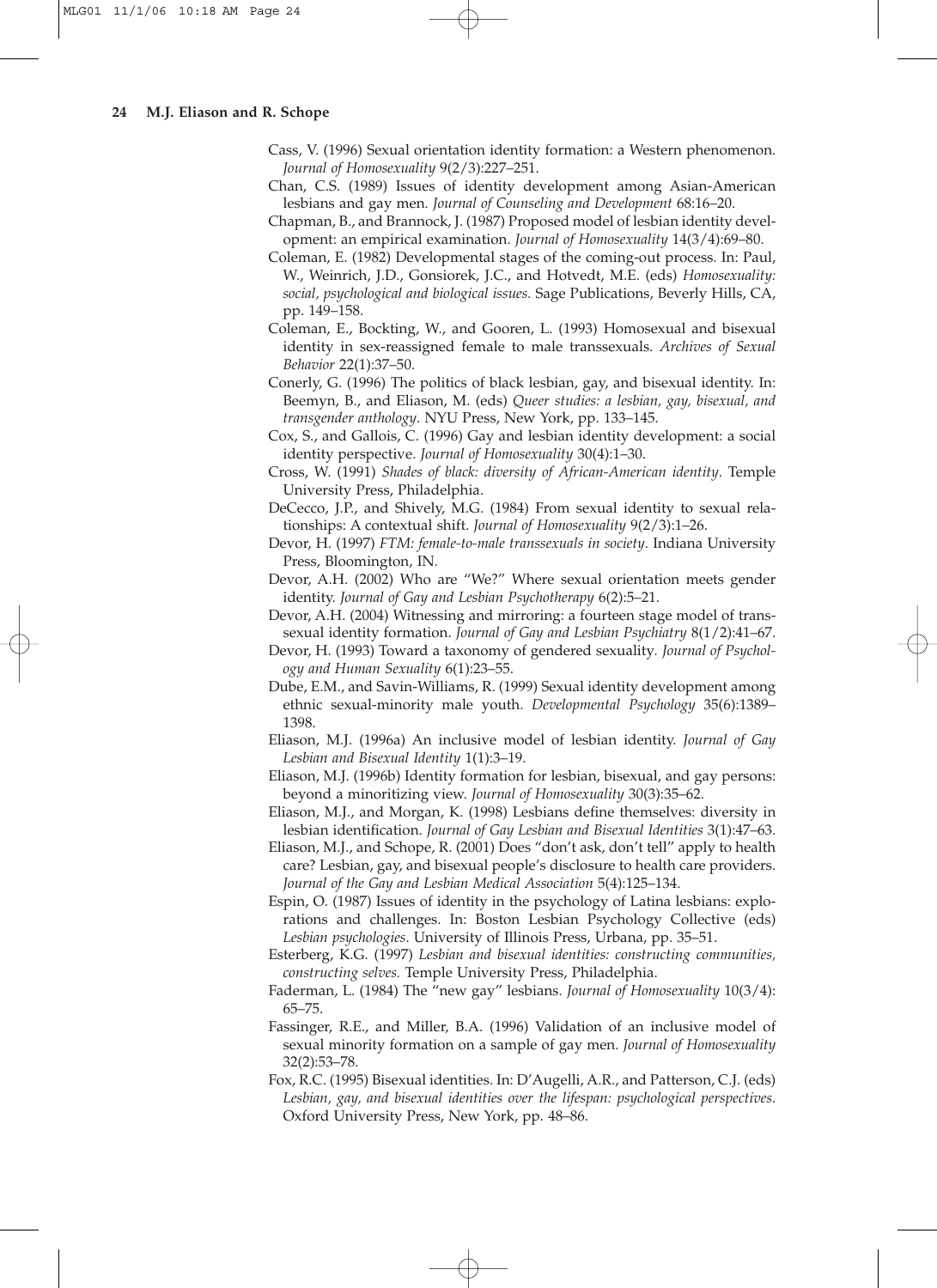Cass, V. (1996) Sexual orientation identity formation: a Western phenomenon. *Journal of Homosexuality* 9(2/3):227–251.

Chan, C.S. (1989) Issues of identity development among Asian-American lesbians and gay men. *Journal of Counseling and Development* 68:16–20.

Chapman, B., and Brannock, J. (1987) Proposed model of lesbian identity development: an empirical examination. *Journal of Homosexuality* 14(3/4):69–80.

Coleman, E. (1982) Developmental stages of the coming-out process. In: Paul, W., Weinrich, J.D., Gonsiorek, J.C., and Hotvedt, M.E. (eds) *Homosexuality: social, psychological and biological issues.* Sage Publications, Beverly Hills, CA, pp. 149–158.

Coleman, E., Bockting, W., and Gooren, L. (1993) Homosexual and bisexual identity in sex-reassigned female to male transsexuals. *Archives of Sexual Behavior* 22(1):37–50.

Conerly, G. (1996) The politics of black lesbian, gay, and bisexual identity. In: Beemyn, B., and Eliason, M. (eds) *Queer studies: a lesbian, gay, bisexual, and transgender anthology*. NYU Press, New York, pp. 133–145.

Cox, S., and Gallois, C. (1996) Gay and lesbian identity development: a social identity perspective. *Journal of Homosexuality* 30(4):1–30.

Cross, W. (1991) *Shades of black: diversity of African-American identity*. Temple University Press, Philadelphia.

DeCecco, J.P., and Shively, M.G. (1984) From sexual identity to sexual relationships: A contextual shift. *Journal of Homosexuality* 9(2/3):1–26.

Devor, H. (1997) *FTM: female-to-male transsexuals in society*. Indiana University Press, Bloomington, IN.

Devor, A.H. (2002) Who are "We?" Where sexual orientation meets gender identity. *Journal of Gay and Lesbian Psychotherapy* 6(2):5–21.

Devor, A.H. (2004) Witnessing and mirroring: a fourteen stage model of transsexual identity formation. *Journal of Gay and Lesbian Psychiatry* 8(1/2):41–67.

Devor, H. (1993) Toward a taxonomy of gendered sexuality. *Journal of Psychology and Human Sexuality* 6(1):23–55.

Dube, E.M., and Savin-Williams, R. (1999) Sexual identity development among ethnic sexual-minority male youth. *Developmental Psychology* 35(6):1389–1398.

Eliason, M.J. (1996a) An inclusive model of lesbian identity. *Journal of Gay Lesbian and Bisexual Identity* 1(1):3–19.

Eliason, M.J. (1996b) Identity formation for lesbian, bisexual, and gay persons: beyond a minoritizing view. *Journal of Homosexuality* 30(3):35–62.

Eliason, M.J., and Morgan, K. (1998) Lesbians define themselves: diversity in lesbian identification. *Journal of Gay Lesbian and Bisexual Identities* 3(1):47–63.

Eliason, M.J., and Schope, R. (2001) Does "don't ask, don't tell" apply to health care? Lesbian, gay, and bisexual people's disclosure to health care providers. *Journal of the Gay and Lesbian Medical Association* 5(4):125–134.

Espin, O. (1987) Issues of identity in the psychology of Latina lesbians: explorations and challenges. In: Boston Lesbian Psychology Collective (eds) *Lesbian psychologies*. University of Illinois Press, Urbana, pp. 35–51.

Esterberg, K.G. (1997) *Lesbian and bisexual identities: constructing communities, constructing selves.* Temple University Press, Philadelphia.

Faderman, L. (1984) The "new gay" lesbians. *Journal of Homosexuality* 10(3/4): 65–75.

Fassinger, R.E., and Miller, B.A. (1996) Validation of an inclusive model of sexual minority formation on a sample of gay men. *Journal of Homosexuality* 32(2):53–78.

Fox, R.C. (1995) Bisexual identities. In: D'Augelli, A.R., and Patterson, C.J. (eds) *Lesbian, gay, and bisexual identities over the lifespan: psychological perspectives*. Oxford University Press, New York, pp. 48–86.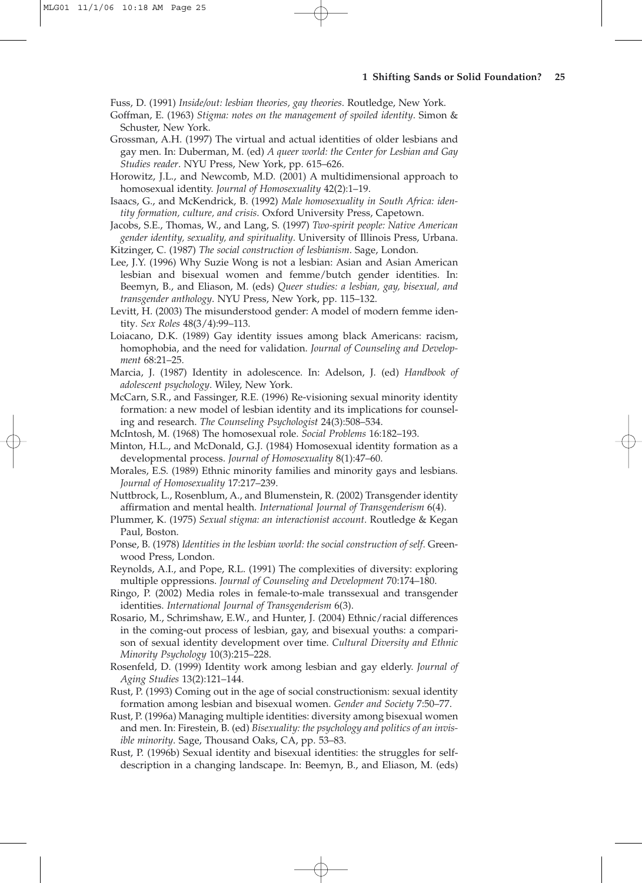Fuss, D. (1991) *Inside/out: lesbian theories, gay theories*. Routledge, New York.

Goffman, E. (1963) *Stigma: notes on the management of spoiled identity*. Simon & Schuster, New York.

Grossman, A.H. (1997) The virtual and actual identities of older lesbians and gay men. In: Duberman, M. (ed) *A queer world: the Center for Lesbian and Gay Studies reader*. NYU Press, New York, pp. 615–626.

Horowitz, J.L., and Newcomb, M.D. (2001) A multidimensional approach to homosexual identity. *Journal of Homosexuality* 42(2):1–19.

Isaacs, G., and McKendrick, B. (1992) *Male homosexuality in South Africa: identity formation, culture, and crisis*. Oxford University Press, Capetown.

Jacobs, S.E., Thomas, W., and Lang, S. (1997) *Two-spirit people: Native American gender identity, sexuality, and spirituality*. University of Illinois Press, Urbana.

Kitzinger, C. (1987) *The social construction of lesbianism*. Sage, London.

Lee, J.Y. (1996) Why Suzie Wong is not a lesbian: Asian and Asian American lesbian and bisexual women and femme/butch gender identities. In: Beemyn, B., and Eliason, M. (eds) *Queer studies: a lesbian, gay, bisexual, and transgender anthology*. NYU Press, New York, pp. 115–132.

Levitt, H. (2003) The misunderstood gender: A model of modern femme identity. *Sex Roles* 48(3/4):99–113.

Loiacano, D.K. (1989) Gay identity issues among black Americans: racism, homophobia, and the need for validation. *Journal of Counseling and Development* 68:21–25.

Marcia, J. (1987) Identity in adolescence. In: Adelson, J. (ed) *Handbook of adolescent psychology*. Wiley, New York.

McCarn, S.R., and Fassinger, R.E. (1996) Re-visioning sexual minority identity formation: a new model of lesbian identity and its implications for counseling and research. *The Counseling Psychologist* 24(3):508–534.

McIntosh, M. (1968) The homosexual role. *Social Problems* 16:182–193.

Minton, H.L., and McDonald, G.J. (1984) Homosexual identity formation as a developmental process. *Journal of Homosexuality* 8(1):47–60.

Morales, E.S. (1989) Ethnic minority families and minority gays and lesbians. *Journal of Homosexuality* 17:217–239.

Nuttbrock, L., Rosenblum, A., and Blumenstein, R. (2002) Transgender identity affirmation and mental health. *International Journal of Transgenderism* 6(4).

Plummer, K. (1975) *Sexual stigma: an interactionist account*. Routledge & Kegan Paul, Boston.

Ponse, B. (1978) *Identities in the lesbian world: the social construction of self*. Greenwood Press, London.

Reynolds, A.I., and Pope, R.L. (1991) The complexities of diversity: exploring multiple oppressions. *Journal of Counseling and Development* 70:174–180.

Ringo, P. (2002) Media roles in female-to-male transsexual and transgender identities. *International Journal of Transgenderism* 6(3).

Rosario, M., Schrimshaw, E.W., and Hunter, J. (2004) Ethnic/racial differences in the coming-out process of lesbian, gay, and bisexual youths: a comparison of sexual identity development over time. *Cultural Diversity and Ethnic Minority Psychology* 10(3):215–228.

Rosenfeld, D. (1999) Identity work among lesbian and gay elderly. *Journal of Aging Studies* 13(2):121–144.

Rust, P. (1993) Coming out in the age of social constructionism: sexual identity formation among lesbian and bisexual women. *Gender and Society* 7:50–77.

Rust, P. (1996a) Managing multiple identities: diversity among bisexual women and men. In: Firestein, B. (ed) *Bisexuality: the psychology and politics of an invisible minority*. Sage, Thousand Oaks, CA, pp. 53–83.

Rust, P. (1996b) Sexual identity and bisexual identities: the struggles for self-description in a changing landscape. In: Beemyn, B., and Eliason, M. (eds)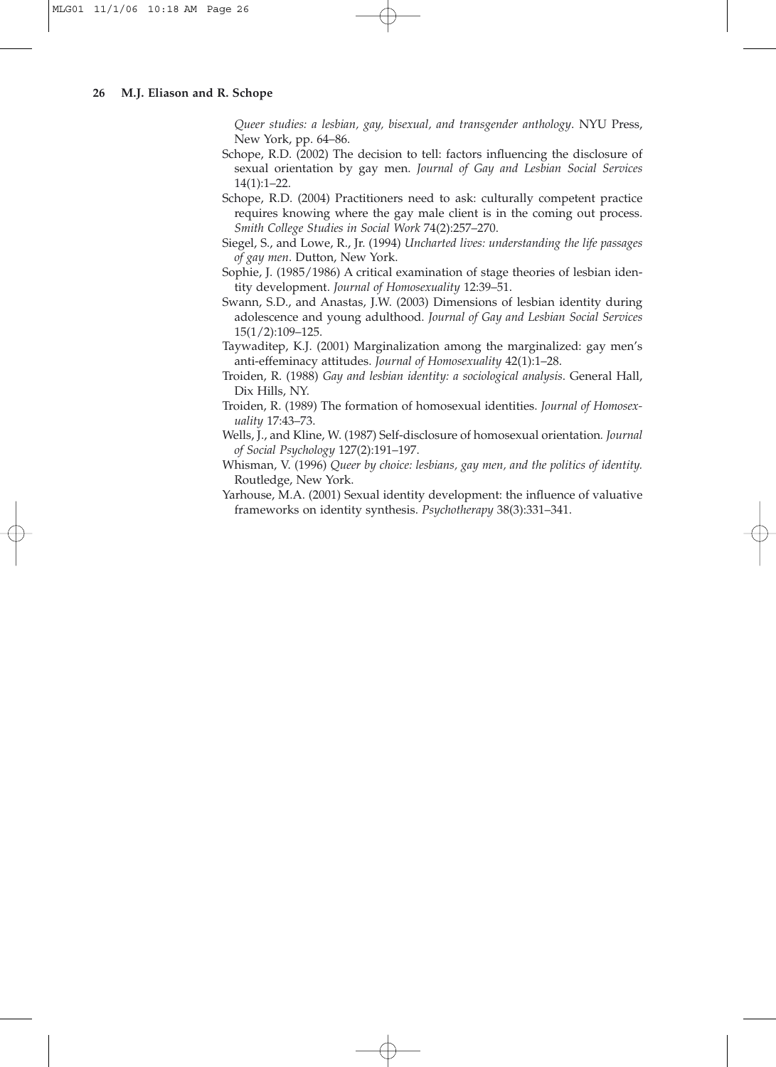*Queer studies: a lesbian, gay, bisexual, and transgender anthology*. NYU Press, New York, pp. 64–86.

Schope, R.D. (2002) The decision to tell: factors influencing the disclosure of sexual orientation by gay men. *Journal of Gay and Lesbian Social Services* 14(1):1–22.

Schope, R.D. (2004) Practitioners need to ask: culturally competent practice requires knowing where the gay male client is in the coming out process. *Smith College Studies in Social Work* 74(2):257–270.

Siegel, S., and Lowe, R., Jr. (1994) *Uncharted lives: understanding the life passages of gay men*. Dutton, New York.

Sophie, J. (1985/1986) A critical examination of stage theories of lesbian identity development. *Journal of Homosexuality* 12:39–51.

Swann, S.D., and Anastas, J.W. (2003) Dimensions of lesbian identity during adolescence and young adulthood. *Journal of Gay and Lesbian Social Services* 15(1/2):109–125.

Taywaditep, K.J. (2001) Marginalization among the marginalized: gay men's anti-effeminacy attitudes. *Journal of Homosexuality* 42(1):1–28.

Troiden, R. (1988) *Gay and lesbian identity: a sociological analysis*. General Hall, Dix Hills, NY.

Troiden, R. (1989) The formation of homosexual identities. *Journal of Homosexuality* 17:43–73.

Wells, J., and Kline, W. (1987) Self-disclosure of homosexual orientation. *Journal of Social Psychology* 127(2):191–197.

Whisman, V. (1996) *Queer by choice: lesbians, gay men, and the politics of identity.* Routledge, New York.

Yarhouse, M.A. (2001) Sexual identity development: the influence of valuative frameworks on identity synthesis. *Psychotherapy* 38(3):331–341.